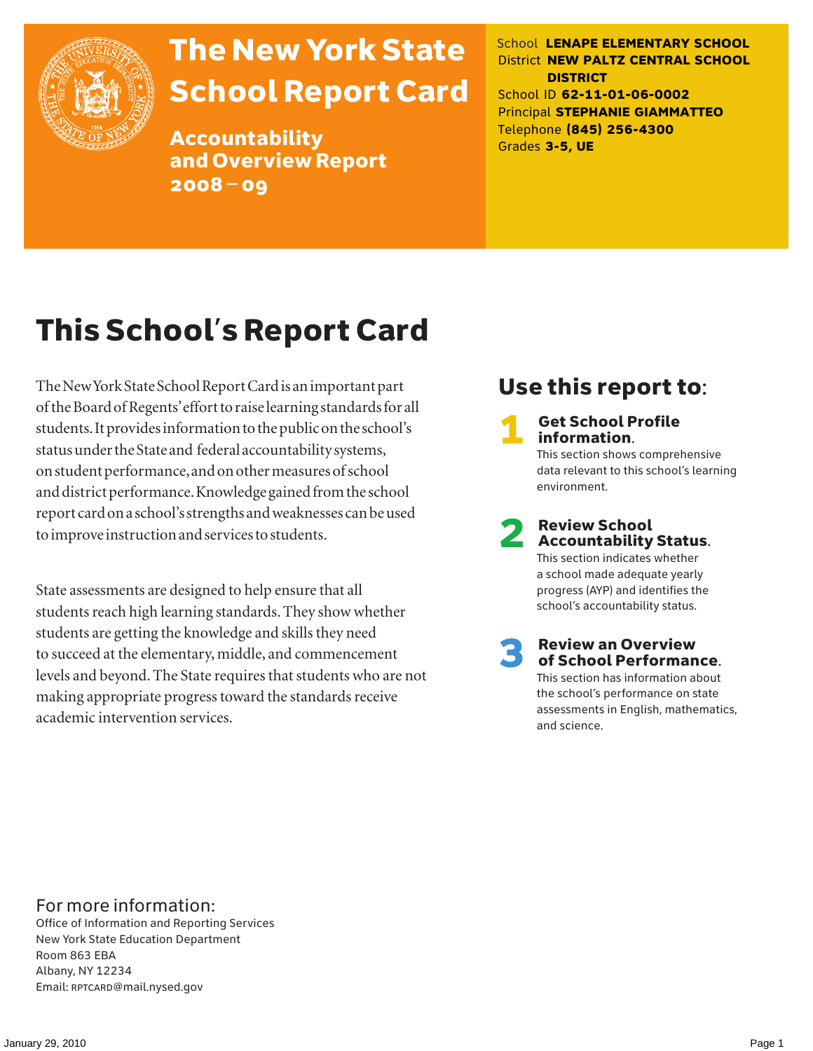# The New York State School Report Card

## Accountability and Overview Report 2008 – 09

School **LENAPE ELEMENTARY SCHOOL**
District **NEW PALTZ CENTRAL SCHOOL DISTRICT**
School ID **62-11-01-06-0002**
Principal **STEPHANIE GIAMMATTEO**
Telephone **(845) 256-4300**
Grades **3-5, UE**

# This School's Report Card

The New York State School Report Card is an important part of the Board of Regents' effort to raise learning standards for all students. It provides information to the public on the school's status under the State and federal accountability systems, on student performance, and on other measures of school and district performance. Knowledge gained from the school report card on a school's strengths and weaknesses can be used to improve instruction and services to students.

State assessments are designed to help ensure that all students reach high learning standards. They show whether students are getting the knowledge and skills they need to succeed at the elementary, middle, and commencement levels and beyond. The State requires that students who are not making appropriate progress toward the standards receive academic intervention services.

## Use this report to:

1. **Get School Profile information.** This section shows comprehensive data relevant to this school's learning environment.
2. **Review School Accountability Status.** This section indicates whether a school made adequate yearly progress (AYP) and identifies the school's accountability status.
3. **Review an Overview of School Performance.** This section has information about the school's performance on state assessments in English, mathematics, and science.

For more information:
Office of Information and Reporting Services
New York State Education Department
Room 863 EBA
Albany, NY 12234
Email: RPTCARD@mail.nysed.gov

January 29, 2010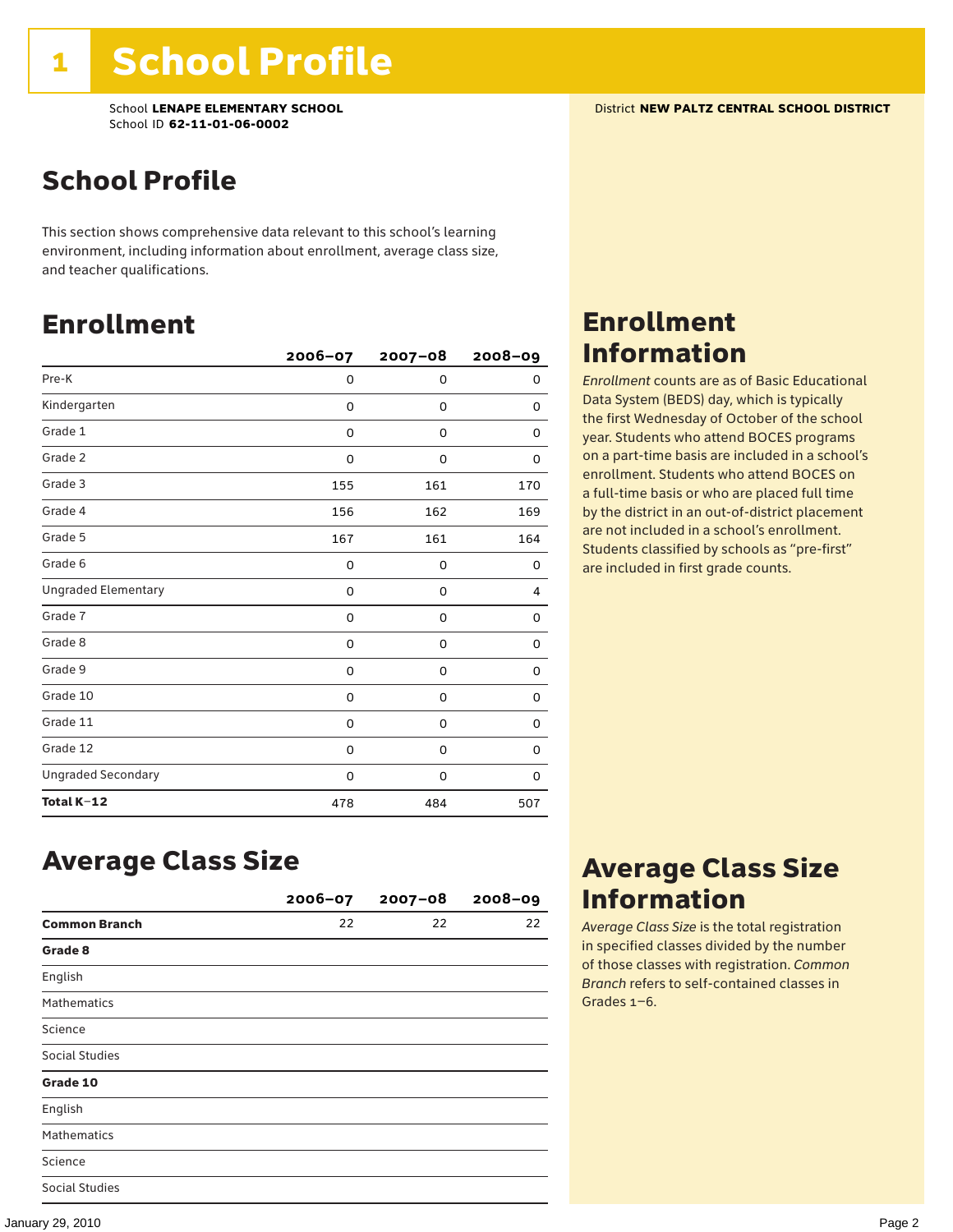# 1 School Profile

School **LENAPE ELEMENTARY SCHOOL**
School ID **62-11-01-06-0002**

District **NEW PALTZ CENTRAL SCHOOL DISTRICT**

## School Profile

This section shows comprehensive data relevant to this school's learning environment, including information about enrollment, average class size, and teacher qualifications.

## Enrollment

| | 2006–07 | 2007–08 | 2008–09 |
|---|---|---|---|
| Pre-K | 0 | 0 | 0 |
| Kindergarten | 0 | 0 | 0 |
| Grade 1 | 0 | 0 | 0 |
| Grade 2 | 0 | 0 | 0 |
| Grade 3 | 155 | 161 | 170 |
| Grade 4 | 156 | 162 | 169 |
| Grade 5 | 167 | 161 | 164 |
| Grade 6 | 0 | 0 | 0 |
| Ungraded Elementary | 0 | 0 | 4 |
| Grade 7 | 0 | 0 | 0 |
| Grade 8 | 0 | 0 | 0 |
| Grade 9 | 0 | 0 | 0 |
| Grade 10 | 0 | 0 | 0 |
| Grade 11 | 0 | 0 | 0 |
| Grade 12 | 0 | 0 | 0 |
| Ungraded Secondary | 0 | 0 | 0 |
| **Total K–12** | 478 | 484 | 507 |

## Enrollment Information

*Enrollment* counts are as of Basic Educational Data System (BEDS) day, which is typically the first Wednesday of October of the school year. Students who attend BOCES programs on a part-time basis are included in a school's enrollment. Students who attend BOCES on a full-time basis or who are placed full time by the district in an out-of-district placement are not included in a school's enrollment. Students classified by schools as "pre-first" are included in first grade counts.

## Average Class Size

| | 2006–07 | 2007–08 | 2008–09 |
|---|---|---|---|
| **Common Branch** | 22 | 22 | 22 |
| **Grade 8** | | | |
| English | | | |
| Mathematics | | | |
| Science | | | |
| Social Studies | | | |
| **Grade 10** | | | |
| English | | | |
| Mathematics | | | |
| Science | | | |
| Social Studies | | | |

## Average Class Size Information

*Average Class Size* is the total registration in specified classes divided by the number of those classes with registration. *Common Branch* refers to self-contained classes in Grades 1–6.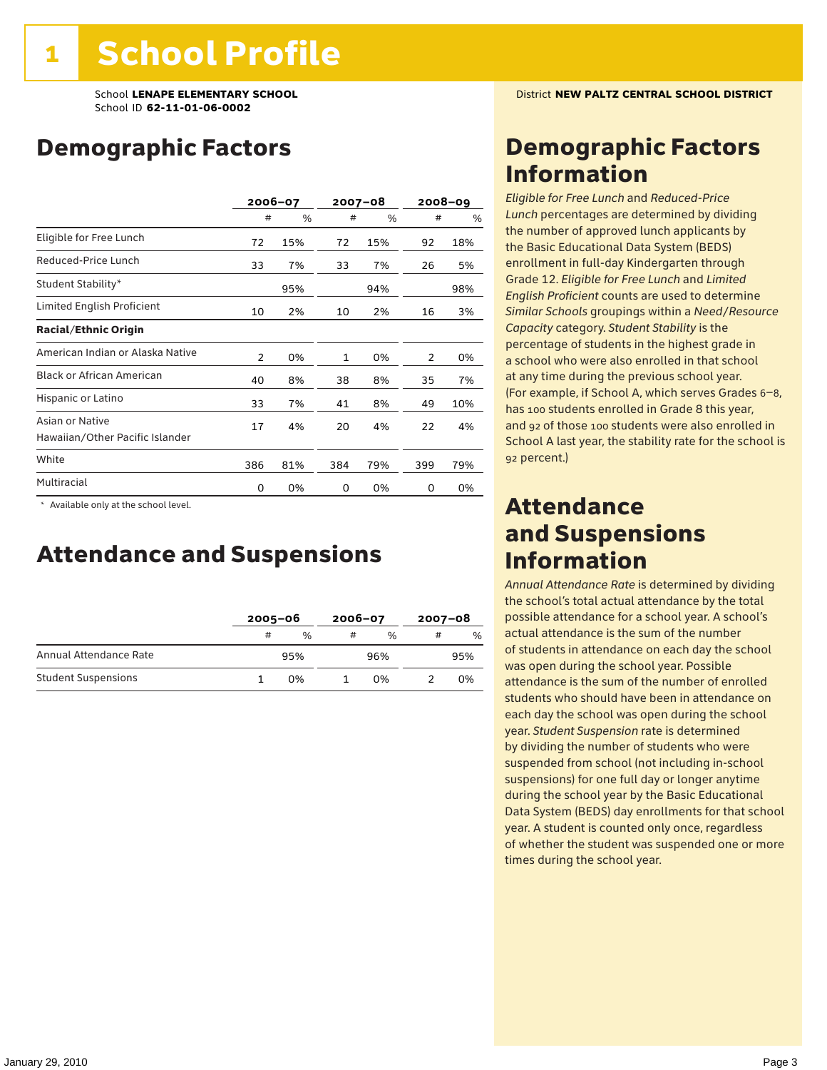# 1 School Profile

School **LENAPE ELEMENTARY SCHOOL**
School ID **62-11-01-06-0002**

District **NEW PALTZ CENTRAL SCHOOL DISTRICT**

## Demographic Factors

| | 2006–07 | | 2007–08 | | 2008–09 | |
|---|---|---|---|---|---|---|
| | # | % | # | % | # | % |
| Eligible for Free Lunch | 72 | 15% | 72 | 15% | 92 | 18% |
| Reduced-Price Lunch | 33 | 7% | 33 | 7% | 26 | 5% |
| Student Stability* | | 95% | | 94% | | 98% |
| Limited English Proficient | 10 | 2% | 10 | 2% | 16 | 3% |
| **Racial/Ethnic Origin** | | | | | | |
| American Indian or Alaska Native | 2 | 0% | 1 | 0% | 2 | 0% |
| Black or African American | 40 | 8% | 38 | 8% | 35 | 7% |
| Hispanic or Latino | 33 | 7% | 41 | 8% | 49 | 10% |
| Asian or Native Hawaiian/Other Pacific Islander | 17 | 4% | 20 | 4% | 22 | 4% |
| White | 386 | 81% | 384 | 79% | 399 | 79% |
| Multiracial | 0 | 0% | 0 | 0% | 0 | 0% |

\* Available only at the school level.

## Attendance and Suspensions

| | 2005–06 | | 2006–07 | | 2007–08 | |
|---|---|---|---|---|---|---|
| | # | % | # | % | # | % |
| Annual Attendance Rate | | 95% | | 96% | | 95% |
| Student Suspensions | 1 | 0% | 1 | 0% | 2 | 0% |

## Demographic Factors Information

*Eligible for Free Lunch* and *Reduced-Price Lunch* percentages are determined by dividing the number of approved lunch applicants by the Basic Educational Data System (BEDS) enrollment in full-day Kindergarten through Grade 12. *Eligible for Free Lunch* and *Limited English Proficient* counts are used to determine *Similar Schools* groupings within a *Need/Resource Capacity* category. *Student Stability* is the percentage of students in the highest grade in a school who were also enrolled in that school at any time during the previous school year. (For example, if School A, which serves Grades 6–8, has 100 students enrolled in Grade 8 this year, and 92 of those 100 students were also enrolled in School A last year, the stability rate for the school is 92 percent.)

## Attendance and Suspensions Information

*Annual Attendance Rate* is determined by dividing the school's total actual attendance by the total possible attendance for a school year. A school's actual attendance is the sum of the number of students in attendance on each day the school was open during the school year. Possible attendance is the sum of the number of enrolled students who should have been in attendance on each day the school was open during the school year. *Student Suspension* rate is determined by dividing the number of students who were suspended from school (not including in-school suspensions) for one full day or longer anytime during the school year by the Basic Educational Data System (BEDS) day enrollments for that school year. A student is counted only once, regardless of whether the student was suspended one or more times during the school year.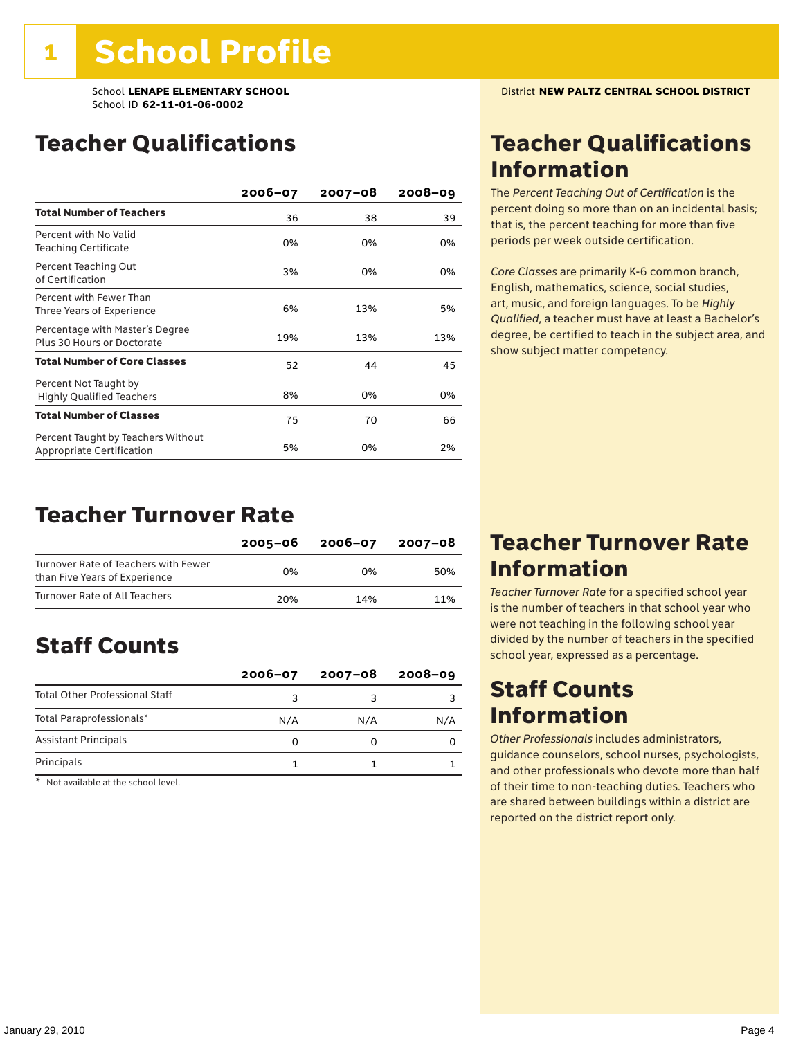# 1 School Profile

School **LENAPE ELEMENTARY SCHOOL**
School ID **62-11-01-06-0002**

District **NEW PALTZ CENTRAL SCHOOL DISTRICT**

## Teacher Qualifications

| | 2006–07 | 2007–08 | 2008–09 |
|---|---|---|---|
| **Total Number of Teachers** | 36 | 38 | 39 |
| Percent with No Valid Teaching Certificate | 0% | 0% | 0% |
| Percent Teaching Out of Certification | 3% | 0% | 0% |
| Percent with Fewer Than Three Years of Experience | 6% | 13% | 5% |
| Percentage with Master's Degree Plus 30 Hours or Doctorate | 19% | 13% | 13% |
| **Total Number of Core Classes** | 52 | 44 | 45 |
| Percent Not Taught by Highly Qualified Teachers | 8% | 0% | 0% |
| **Total Number of Classes** | 75 | 70 | 66 |
| Percent Taught by Teachers Without Appropriate Certification | 5% | 0% | 2% |

## Teacher Qualifications Information

The *Percent Teaching Out of Certification* is the percent doing so more than on an incidental basis; that is, the percent teaching for more than five periods per week outside certification.

*Core Classes* are primarily K-6 common branch, English, mathematics, science, social studies, art, music, and foreign languages. To be *Highly Qualified*, a teacher must have at least a Bachelor's degree, be certified to teach in the subject area, and show subject matter competency.

## Teacher Turnover Rate

| | 2005–06 | 2006–07 | 2007–08 |
|---|---|---|---|
| Turnover Rate of Teachers with Fewer than Five Years of Experience | 0% | 0% | 50% |
| Turnover Rate of All Teachers | 20% | 14% | 11% |

## Teacher Turnover Rate Information

*Teacher Turnover Rate* for a specified school year is the number of teachers in that school year who were not teaching in the following school year divided by the number of teachers in the specified school year, expressed as a percentage.

## Staff Counts

| | 2006–07 | 2007–08 | 2008–09 |
|---|---|---|---|
| Total Other Professional Staff | 3 | 3 | 3 |
| Total Paraprofessionals* | N/A | N/A | N/A |
| Assistant Principals | 0 | 0 | 0 |
| Principals | 1 | 1 | 1 |

\* Not available at the school level.

## Staff Counts Information

*Other Professionals* includes administrators, guidance counselors, school nurses, psychologists, and other professionals who devote more than half of their time to non-teaching duties. Teachers who are shared between buildings within a district are reported on the district report only.

January 29, 2010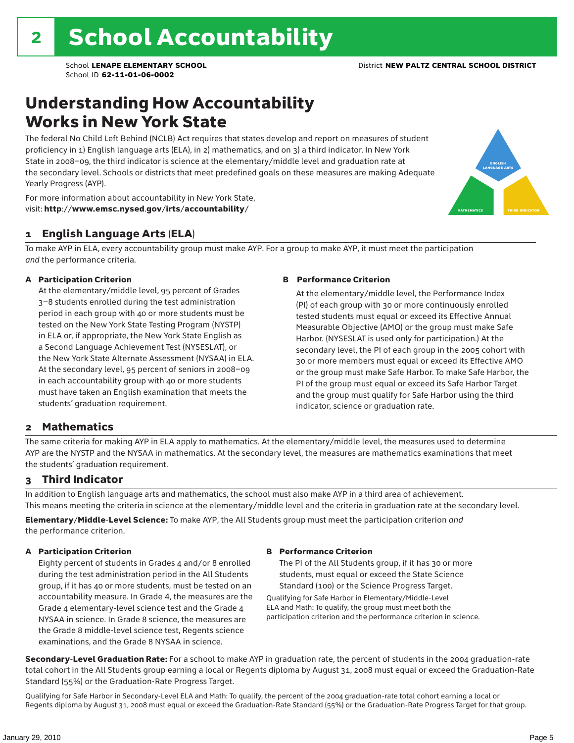# 2 School Accountability

School **LENAPE ELEMENTARY SCHOOL**
School ID **62-11-01-06-0002**

District **NEW PALTZ CENTRAL SCHOOL DISTRICT**

## Understanding How Accountability Works in New York State

The federal No Child Left Behind (NCLB) Act requires that states develop and report on measures of student proficiency in 1) English language arts (ELA), in 2) mathematics, and on 3) a third indicator. In New York State in 2008–09, the third indicator is science at the elementary/middle level and graduation rate at the secondary level. Schools or districts that meet predefined goals on these measures are making Adequate Yearly Progress (AYP).

For more information about accountability in New York State, visit: **http://www.emsc.nysed.gov/irts/accountability/**

ENGLISH LANGUAGE ARTS

MATHEMATICS

THIRD INDICATOR

### 1 English Language Arts (ELA)

To make AYP in ELA, every accountability group must make AYP. For a group to make AYP, it must meet the participation *and* the performance criteria.

**A Participation Criterion**

At the elementary/middle level, 95 percent of Grades 3–8 students enrolled during the test administration period in each group with 40 or more students must be tested on the New York State Testing Program (NYSTP) in ELA or, if appropriate, the New York State English as a Second Language Achievement Test (NYSESLAT), or the New York State Alternate Assessment (NYSAA) in ELA. At the secondary level, 95 percent of seniors in 2008–09 in each accountability group with 40 or more students must have taken an English examination that meets the students' graduation requirement.

**B Performance Criterion**

At the elementary/middle level, the Performance Index (PI) of each group with 30 or more continuously enrolled tested students must equal or exceed its Effective Annual Measurable Objective (AMO) or the group must make Safe Harbor. (NYSESLAT is used only for participation.) At the secondary level, the PI of each group in the 2005 cohort with 30 or more members must equal or exceed its Effective AMO or the group must make Safe Harbor. To make Safe Harbor, the PI of the group must equal or exceed its Safe Harbor Target and the group must qualify for Safe Harbor using the third indicator, science or graduation rate.

### 2 Mathematics

The same criteria for making AYP in ELA apply to mathematics. At the elementary/middle level, the measures used to determine AYP are the NYSTP and the NYSAA in mathematics. At the secondary level, the measures are mathematics examinations that meet the students' graduation requirement.

### 3 Third Indicator

In addition to English language arts and mathematics, the school must also make AYP in a third area of achievement. This means meeting the criteria in science at the elementary/middle level and the criteria in graduation rate at the secondary level.

**Elementary/Middle-Level Science:** To make AYP, the All Students group must meet the participation criterion *and* the performance criterion.

**A Participation Criterion**

Eighty percent of students in Grades 4 and/or 8 enrolled during the test administration period in the All Students group, if it has 40 or more students, must be tested on an accountability measure. In Grade 4, the measures are the Grade 4 elementary-level science test and the Grade 4 NYSAA in science. In Grade 8 science, the measures are the Grade 8 middle-level science test, Regents science examinations, and the Grade 8 NYSAA in science.

**B Performance Criterion**

The PI of the All Students group, if it has 30 or more students, must equal or exceed the State Science Standard (100) or the Science Progress Target.

Qualifying for Safe Harbor in Elementary/Middle-Level ELA and Math: To qualify, the group must meet both the participation criterion and the performance criterion in science.

**Secondary-Level Graduation Rate:** For a school to make AYP in graduation rate, the percent of students in the 2004 graduation-rate total cohort in the All Students group earning a local or Regents diploma by August 31, 2008 must equal or exceed the Graduation-Rate Standard (55%) or the Graduation-Rate Progress Target.

Qualifying for Safe Harbor in Secondary-Level ELA and Math: To qualify, the percent of the 2004 graduation-rate total cohort earning a local or Regents diploma by August 31, 2008 must equal or exceed the Graduation-Rate Standard (55%) or the Graduation-Rate Progress Target for that group.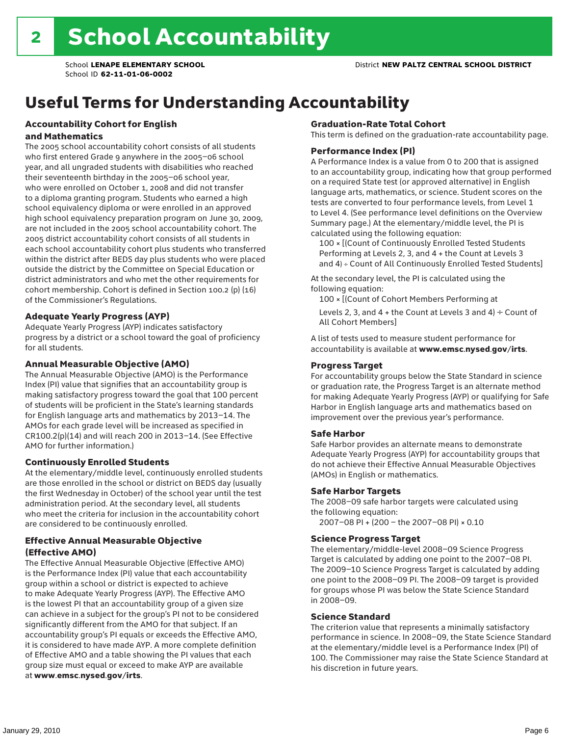# 2 School Accountability

School **LENAPE ELEMENTARY SCHOOL**
School ID **62-11-01-06-0002**

District **NEW PALTZ CENTRAL SCHOOL DISTRICT**

## Useful Terms for Understanding Accountability

### Accountability Cohort for English and Mathematics

The 2005 school accountability cohort consists of all students who first entered Grade 9 anywhere in the 2005–06 school year, and all ungraded students with disabilities who reached their seventeenth birthday in the 2005–06 school year, who were enrolled on October 1, 2008 and did not transfer to a diploma granting program. Students who earned a high school equivalency diploma or were enrolled in an approved high school equivalency preparation program on June 30, 2009, are not included in the 2005 school accountability cohort. The 2005 district accountability cohort consists of all students in each school accountability cohort plus students who transferred within the district after BEDS day plus students who were placed outside the district by the Committee on Special Education or district administrators and who met the other requirements for cohort membership. Cohort is defined in Section 100.2 (p) (16) of the Commissioner's Regulations.

### Adequate Yearly Progress (AYP)

Adequate Yearly Progress (AYP) indicates satisfactory progress by a district or a school toward the goal of proficiency for all students.

### Annual Measurable Objective (AMO)

The Annual Measurable Objective (AMO) is the Performance Index (PI) value that signifies that an accountability group is making satisfactory progress toward the goal that 100 percent of students will be proficient in the State's learning standards for English language arts and mathematics by 2013–14. The AMOs for each grade level will be increased as specified in CR100.2(p)(14) and will reach 200 in 2013–14. (See Effective AMO for further information.)

### Continuously Enrolled Students

At the elementary/middle level, continuously enrolled students are those enrolled in the school or district on BEDS day (usually the first Wednesday in October) of the school year until the test administration period. At the secondary level, all students who meet the criteria for inclusion in the accountability cohort are considered to be continuously enrolled.

### Effective Annual Measurable Objective (Effective AMO)

The Effective Annual Measurable Objective (Effective AMO) is the Performance Index (PI) value that each accountability group within a school or district is expected to achieve to make Adequate Yearly Progress (AYP). The Effective AMO is the lowest PI that an accountability group of a given size can achieve in a subject for the group's PI not to be considered significantly different from the AMO for that subject. If an accountability group's PI equals or exceeds the Effective AMO, it is considered to have made AYP. A more complete definition of Effective AMO and a table showing the PI values that each group size must equal or exceed to make AYP are available at **www.emsc.nysed.gov/irts**.

### Graduation-Rate Total Cohort

This term is defined on the graduation-rate accountability page.

### Performance Index (PI)

A Performance Index is a value from 0 to 200 that is assigned to an accountability group, indicating how that group performed on a required State test (or approved alternative) in English language arts, mathematics, or science. Student scores on the tests are converted to four performance levels, from Level 1 to Level 4. (See performance level definitions on the Overview Summary page.) At the elementary/middle level, the PI is calculated using the following equation:

100 × [(Count of Continuously Enrolled Tested Students Performing at Levels 2, 3, and 4 + the Count at Levels 3 and 4) ÷ Count of All Continuously Enrolled Tested Students]

At the secondary level, the PI is calculated using the following equation:

100 × [(Count of Cohort Members Performing at Levels 2, 3, and 4 + the Count at Levels 3 and 4) ÷ Count of All Cohort Members]

A list of tests used to measure student performance for accountability is available at **www.emsc.nysed.gov/irts**.

### Progress Target

For accountability groups below the State Standard in science or graduation rate, the Progress Target is an alternate method for making Adequate Yearly Progress (AYP) or qualifying for Safe Harbor in English language arts and mathematics based on improvement over the previous year's performance.

### Safe Harbor

Safe Harbor provides an alternate means to demonstrate Adequate Yearly Progress (AYP) for accountability groups that do not achieve their Effective Annual Measurable Objectives (AMOs) in English or mathematics.

### Safe Harbor Targets

The 2008–09 safe harbor targets were calculated using the following equation:

2007–08 PI + (200 – the 2007–08 PI) × 0.10

### Science Progress Target

The elementary/middle-level 2008–09 Science Progress Target is calculated by adding one point to the 2007–08 PI. The 2009–10 Science Progress Target is calculated by adding one point to the 2008–09 PI. The 2008–09 target is provided for groups whose PI was below the State Science Standard in 2008–09.

### Science Standard

The criterion value that represents a minimally satisfactory performance in science. In 2008–09, the State Science Standard at the elementary/middle level is a Performance Index (PI) of 100. The Commissioner may raise the State Science Standard at his discretion in future years.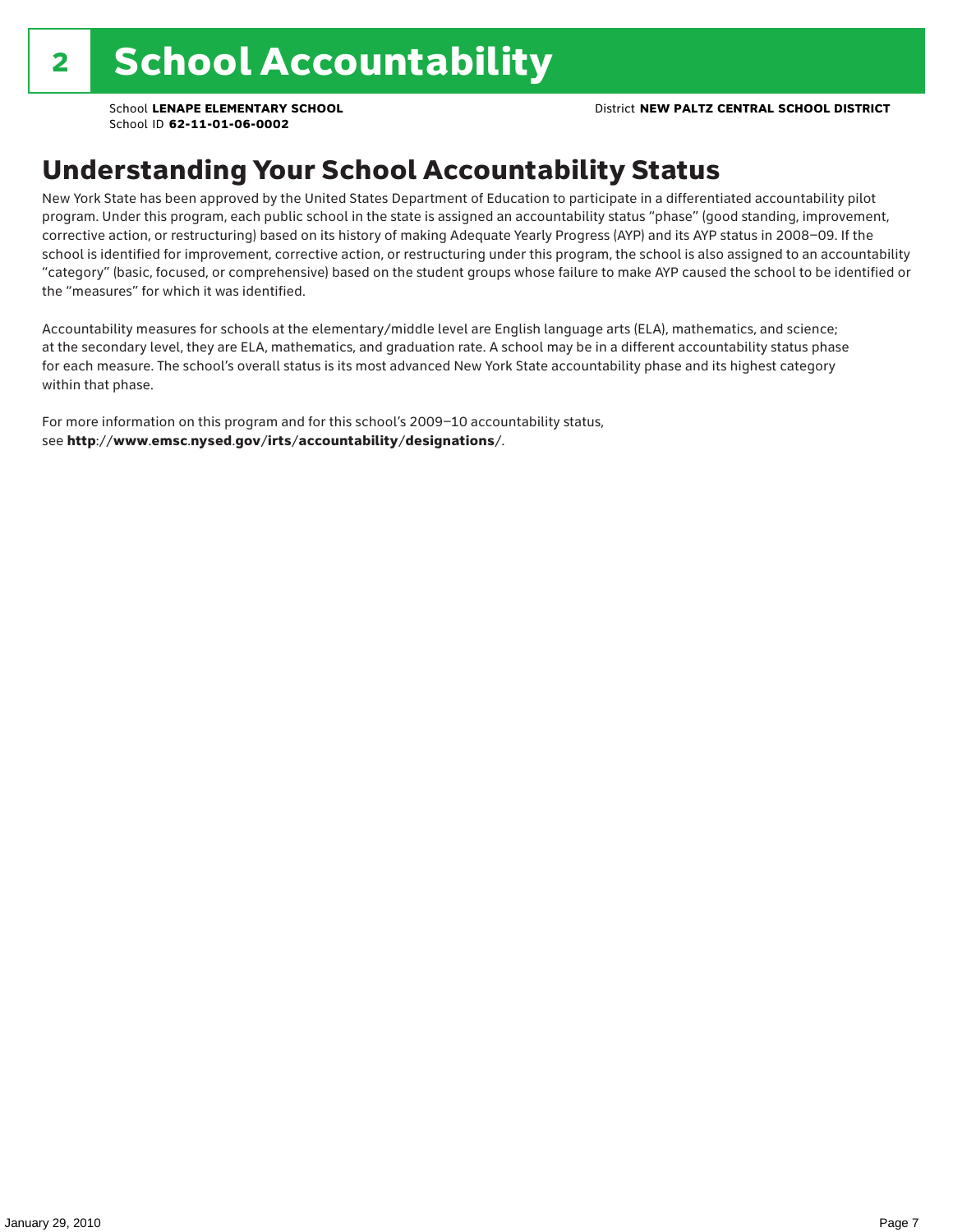# 2 School Accountability

School **LENAPE ELEMENTARY SCHOOL**
School ID **62-11-01-06-0002**

District **NEW PALTZ CENTRAL SCHOOL DISTRICT**

## Understanding Your School Accountability Status

New York State has been approved by the United States Department of Education to participate in a differentiated accountability pilot program. Under this program, each public school in the state is assigned an accountability status "phase" (good standing, improvement, corrective action, or restructuring) based on its history of making Adequate Yearly Progress (AYP) and its AYP status in 2008–09. If the school is identified for improvement, corrective action, or restructuring under this program, the school is also assigned to an accountability "category" (basic, focused, or comprehensive) based on the student groups whose failure to make AYP caused the school to be identified or the "measures" for which it was identified.

Accountability measures for schools at the elementary/middle level are English language arts (ELA), mathematics, and science; at the secondary level, they are ELA, mathematics, and graduation rate. A school may be in a different accountability status phase for each measure. The school's overall status is its most advanced New York State accountability phase and its highest category within that phase.

For more information on this program and for this school's 2009–10 accountability status, see **http://www.emsc.nysed.gov/irts/accountability/designations/**.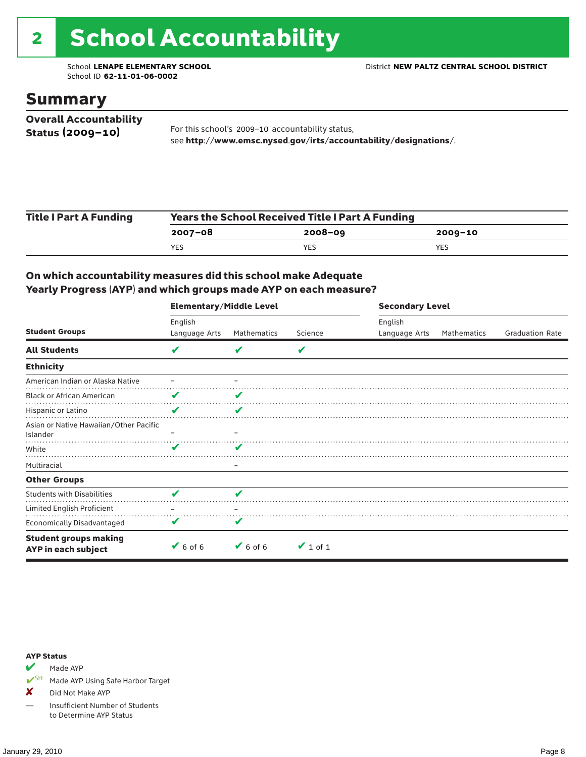# 2 School Accountability

School **LENAPE ELEMENTARY SCHOOL**
School ID **62-11-01-06-0002**

District **NEW PALTZ CENTRAL SCHOOL DISTRICT**

## Summary

**Overall Accountability Status (2009–10)**

For this school's 2009–10 accountability status, see **http://www.emsc.nysed.gov/irts/accountability/designations/**.

**Title I Part A Funding**

| Years the School Received Title I Part A Funding | | |
|---|---|---|
| **2007–08** | **2008–09** | **2009–10** |
| YES | YES | YES |

### On which accountability measures did this school make Adequate Yearly Progress (AYP) and which groups made AYP on each measure?

| Student Groups | Elementary/Middle Level: English Language Arts | Elementary/Middle Level: Mathematics | Elementary/Middle Level: Science | Secondary Level: English Language Arts | Secondary Level: Mathematics | Secondary Level: Graduation Rate |
|---|---|---|---|---|---|---|
| **All Students** | ✔ | ✔ | ✔ | | | |
| **Ethnicity** | | | | | | |
| American Indian or Alaska Native | – | – | | | | |
| Black or African American | ✔ | ✔ | | | | |
| Hispanic or Latino | ✔ | ✔ | | | | |
| Asian or Native Hawaiian/Other Pacific Islander | – | – | | | | |
| White | ✔ | ✔ | | | | |
| Multiracial | | – | | | | |
| **Other Groups** | | | | | | |
| Students with Disabilities | ✔ | ✔ | | | | |
| Limited English Proficient | – | – | | | | |
| Economically Disadvantaged | ✔ | ✔ | | | | |
| **Student groups making AYP in each subject** | ✔ 6 of 6 | ✔ 6 of 6 | ✔ 1 of 1 | | | |

**AYP Status**

- ✔ Made AYP
- ✔SH Made AYP Using Safe Harbor Target
- ✘ Did Not Make AYP
- — Insufficient Number of Students to Determine AYP Status

January 29, 2010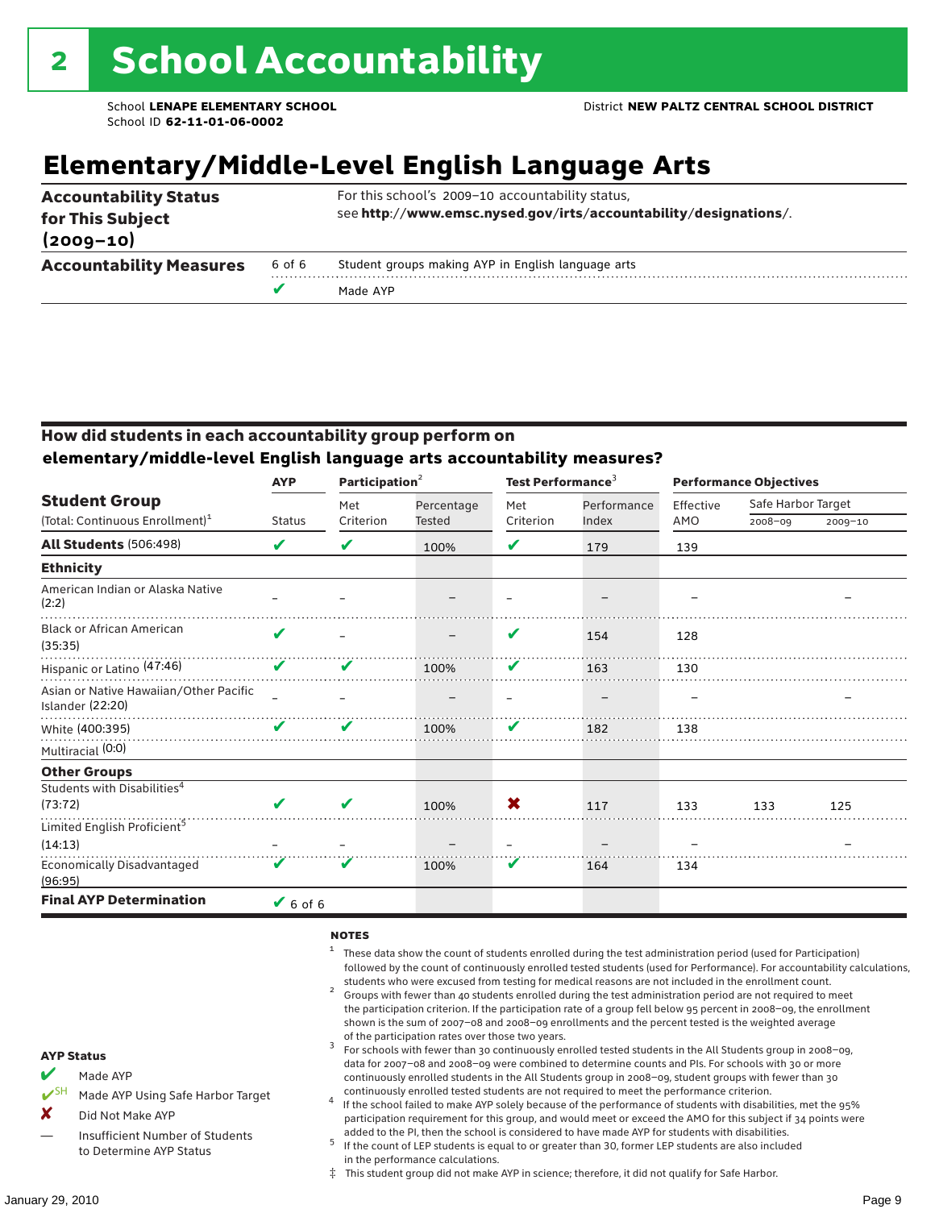# 2 School Accountability

School **LENAPE ELEMENTARY SCHOOL**
School ID **62-11-01-06-0002**

District **NEW PALTZ CENTRAL SCHOOL DISTRICT**

## Elementary/Middle-Level English Language Arts

| | | |
|---|---|---|
| **Accountability Status for This Subject (2009–10)** | | For this school's 2009–10 accountability status, see **http://www.emsc.nysed.gov/irts/accountability/designations/**. |
| **Accountability Measures** | 6 of 6 | Student groups making AYP in English language arts |
| | ✔ | Made AYP |

### How did students in each accountability group perform on elementary/middle-level English language arts accountability measures?

| Student Group (Total: Continuous Enrollment)[1] | AYP Status | Participation[2] Met Criterion | Participation[2] Percentage Tested | Test Performance[3] Met Criterion | Test Performance[3] Performance Index | Performance Objectives Effective AMO | Safe Harbor Target 2008–09 | Safe Harbor Target 2009–10 |
|---|---|---|---|---|---|---|---|---|
| **All Students** (506:498) | ✔ | ✔ | 100% | ✔ | 179 | 139 | | |
| **Ethnicity** | | | | | | | | |
| American Indian or Alaska Native (2:2) | – | – | – | – | – | – | | – |
| Black or African American (35:35) | ✔ | – | – | ✔ | 154 | 128 | | |
| Hispanic or Latino (47:46) | ✔ | ✔ | 100% | ✔ | 163 | 130 | | |
| Asian or Native Hawaiian/Other Pacific Islander (22:20) | – | – | – | – | – | – | | – |
| White (400:395) | ✔ | ✔ | 100% | ✔ | 182 | 138 | | |
| Multiracial (0:0) | | | | | | | | |
| **Other Groups** | | | | | | | | |
| Students with Disabilities[4] (73:72) | ✔ | ✔ | 100% | ✘ | 117 | 133 | 133 | 125 |
| Limited English Proficient[5] (14:13) | – | – | – | – | – | – | | – |
| Economically Disadvantaged (96:95) | ✔ | ✔ | 100% | ✔ | 164 | 134 | | |
| **Final AYP Determination** | ✔ 6 of 6 | | | | | | | |

**AYP Status**

- ✔ Made AYP
- ✔SH Made AYP Using Safe Harbor Target
- ✘ Did Not Make AYP
- — Insufficient Number of Students to Determine AYP Status

**NOTES**

1. These data show the count of students enrolled during the test administration period (used for Participation) followed by the count of continuously enrolled tested students (used for Performance). For accountability calculations, students who were excused from testing for medical reasons are not included in the enrollment count.
2. Groups with fewer than 40 students enrolled during the test administration period are not required to meet the participation criterion. If the participation rate of a group fell below 95 percent in 2008–09, the enrollment shown is the sum of 2007–08 and 2008–09 enrollments and the percent tested is the weighted average of the participation rates over those two years.
3. For schools with fewer than 30 continuously enrolled tested students in the All Students group in 2008–09, data for 2007–08 and 2008–09 were combined to determine counts and PIs. For schools with 30 or more continuously enrolled students in the All Students group in 2008–09, student groups with fewer than 30 continuously enrolled tested students are not required to meet the performance criterion.
4. If the school failed to make AYP solely because of the performance of students with disabilities, met the 95% participation requirement for this group, and would meet or exceed the AMO for this subject if 34 points were added to the PI, then the school is considered to have made AYP for students with disabilities.
5. If the count of LEP students is equal to or greater than 30, former LEP students are also included in the performance calculations.

‡ This student group did not make AYP in science; therefore, it did not qualify for Safe Harbor.

January 29, 2010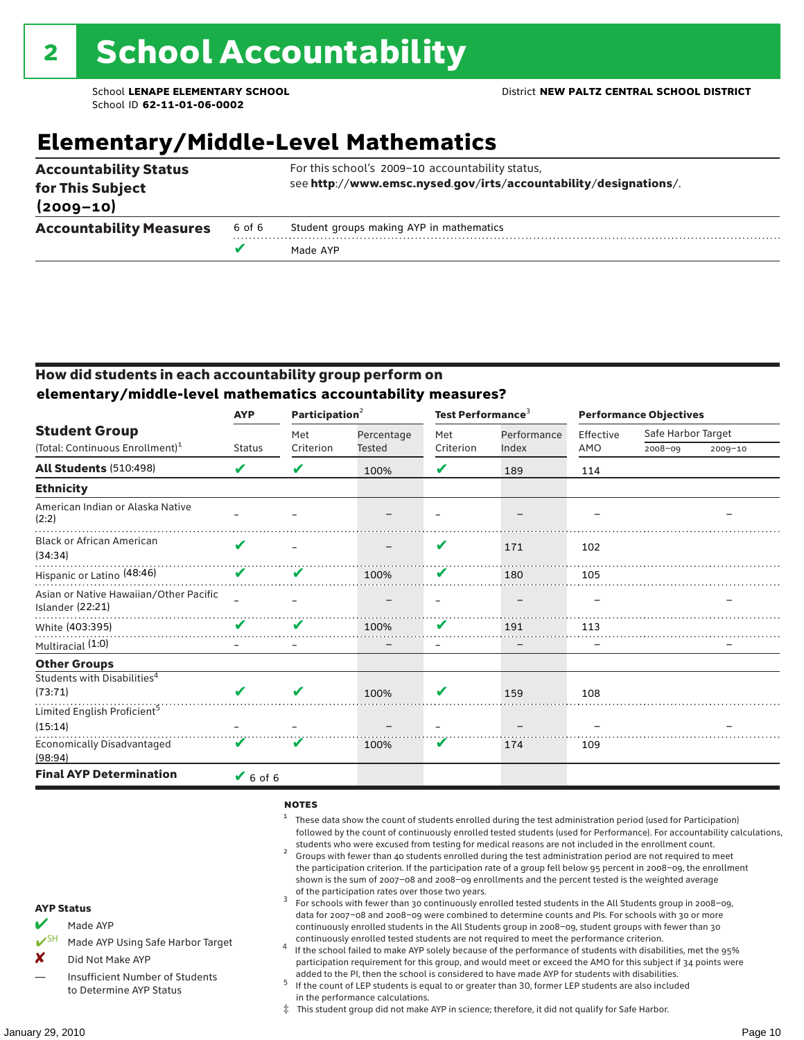# 2 School Accountability

School **LENAPE ELEMENTARY SCHOOL**
School ID **62-11-01-06-0002**

District **NEW PALTZ CENTRAL SCHOOL DISTRICT**

## Elementary/Middle-Level Mathematics

| | | |
|---|---|---|
| **Accountability Status for This Subject (2009–10)** | | For this school's 2009–10 accountability status, see **http://www.emsc.nysed.gov/irts/accountability/designations/**. |
| **Accountability Measures** | 6 of 6 | Student groups making AYP in mathematics |
| | ✔ | Made AYP |

### How did students in each accountability group perform on elementary/middle-level mathematics accountability measures?

| Student Group (Total: Continuous Enrollment)[1] | AYP Status | Participation[2] Met Criterion | Participation[2] Percentage Tested | Test Performance[3] Met Criterion | Test Performance[3] Performance Index | Performance Objectives Effective AMO | Safe Harbor Target 2008–09 | Safe Harbor Target 2009–10 |
|---|---|---|---|---|---|---|---|---|
| **All Students** (510:498) | ✔ | ✔ | 100% | ✔ | 189 | 114 | | |
| **Ethnicity** | | | | | | | | |
| American Indian or Alaska Native (2:2) | – | – | – | – | – | – | | – |
| Black or African American (34:34) | ✔ | – | – | ✔ | 171 | 102 | | |
| Hispanic or Latino (48:46) | ✔ | ✔ | 100% | ✔ | 180 | 105 | | |
| Asian or Native Hawaiian/Other Pacific Islander (22:21) | – | – | – | – | – | – | | – |
| White (403:395) | ✔ | ✔ | 100% | ✔ | 191 | 113 | | |
| Multiracial (1:0) | – | – | – | – | – | – | | – |
| **Other Groups** | | | | | | | | |
| Students with Disabilities[4] (73:71) | ✔ | ✔ | 100% | ✔ | 159 | 108 | | |
| Limited English Proficient[5] (15:14) | – | – | – | – | – | – | | – |
| Economically Disadvantaged (98:94) | ✔ | ✔ | 100% | ✔ | 174 | 109 | | |
| **Final AYP Determination** | ✔ 6 of 6 | | | | | | | |

**AYP Status**

- ✔ Made AYP
- ✔SH Made AYP Using Safe Harbor Target
- ✘ Did Not Make AYP
- — Insufficient Number of Students to Determine AYP Status

**NOTES**

1. These data show the count of students enrolled during the test administration period (used for Participation) followed by the count of continuously enrolled tested students (used for Performance). For accountability calculations, students who were excused from testing for medical reasons are not included in the enrollment count.
2. Groups with fewer than 40 students enrolled during the test administration period are not required to meet the participation criterion. If the participation rate of a group fell below 95 percent in 2008–09, the enrollment shown is the sum of 2007–08 and 2008–09 enrollments and the percent tested is the weighted average of the participation rates over those two years.
3. For schools with fewer than 30 continuously enrolled tested students in the All Students group in 2008–09, data for 2007–08 and 2008–09 were combined to determine counts and PIs. For schools with 30 or more continuously enrolled students in the All Students group in 2008–09, student groups with fewer than 30 continuously enrolled tested students are not required to meet the performance criterion.
4. If the school failed to make AYP solely because of the performance of students with disabilities, met the 95% participation requirement for this group, and would meet or exceed the AMO for this subject if 34 points were added to the PI, then the school is considered to have made AYP for students with disabilities.
5. If the count of LEP students is equal to or greater than 30, former LEP students are also included in the performance calculations.

‡ This student group did not make AYP in science; therefore, it did not qualify for Safe Harbor.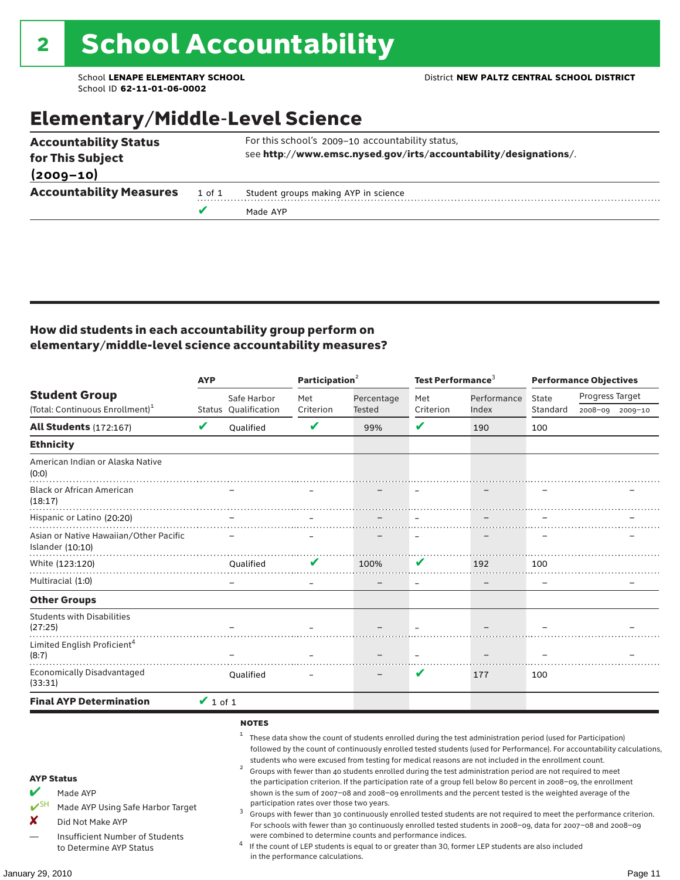# 2 School Accountability

School **LENAPE ELEMENTARY SCHOOL**
School ID **62-11-01-06-0002**

District **NEW PALTZ CENTRAL SCHOOL DISTRICT**

## Elementary/Middle-Level Science

| | | |
|---|---|---|
| **Accountability Status for This Subject (2009–10)** | | For this school's 2009–10 accountability status, see **http://www.emsc.nysed.gov/irts/accountability/designations/**. |
| **Accountability Measures** | 1 of 1 | Student groups making AYP in science |
| | ✔ | Made AYP |

### How did students in each accountability group perform on elementary/middle-level science accountability measures?

| Student Group (Total: Continuous Enrollment)[1] | AYP Status | AYP Safe Harbor Qualification | Participation[2] Met Criterion | Participation[2] Percentage Tested | Test Performance[3] Met Criterion | Test Performance[3] Performance Index | Performance Objectives State Standard | Progress Target 2008–09 | Progress Target 2009–10 |
|---|---|---|---|---|---|---|---|---|---|
| **All Students** (172:167) | ✔ | Qualified | ✔ | 99% | ✔ | 190 | 100 | | |
| **Ethnicity** | | | | | | | | | |
| American Indian or Alaska Native (0:0) | | | | | | | | | |
| Black or African American (18:17) | | – | – | – | – | – | – | | – |
| Hispanic or Latino (20:20) | | – | – | – | – | – | – | | – |
| Asian or Native Hawaiian/Other Pacific Islander (10:10) | | – | – | – | – | – | – | | – |
| White (123:120) | | Qualified | ✔ | 100% | ✔ | 192 | 100 | | |
| Multiracial (1:0) | | – | – | – | – | – | – | | – |
| **Other Groups** | | | | | | | | | |
| Students with Disabilities (27:25) | | – | – | – | – | – | – | | – |
| Limited English Proficient[4] (8:7) | | – | – | – | – | – | – | | – |
| Economically Disadvantaged (33:31) | | Qualified | – | – | ✔ | 177 | 100 | | |
| **Final AYP Determination** | ✔ 1 of 1 | | | | | | | | |

**AYP Status**

- ✔ Made AYP
- ✔SH Made AYP Using Safe Harbor Target
- ✘ Did Not Make AYP
- — Insufficient Number of Students to Determine AYP Status

**NOTES**

1. These data show the count of students enrolled during the test administration period (used for Participation) followed by the count of continuously enrolled tested students (used for Performance). For accountability calculations, students who were excused from testing for medical reasons are not included in the enrollment count.
2. Groups with fewer than 40 students enrolled during the test administration period are not required to meet the participation criterion. If the participation rate of a group fell below 80 percent in 2008–09, the enrollment shown is the sum of 2007–08 and 2008–09 enrollments and the percent tested is the weighted average of the participation rates over those two years.
3. Groups with fewer than 30 continuously enrolled tested students are not required to meet the performance criterion. For schools with fewer than 30 continuously enrolled tested students in 2008–09, data for 2007–08 and 2008–09 were combined to determine counts and performance indices.
4. If the count of LEP students is equal to or greater than 30, former LEP students are also included in the performance calculations.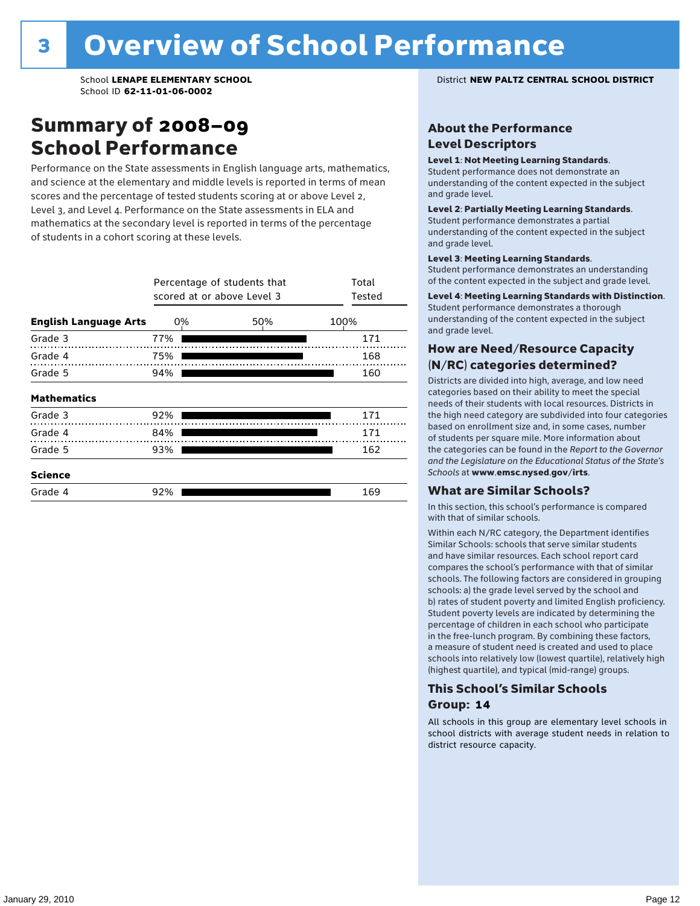# 3 Overview of School Performance

School **LENAPE ELEMENTARY SCHOOL**
School ID **62-11-01-06-0002**

District **NEW PALTZ CENTRAL SCHOOL DISTRICT**

## Summary of 2008–09 School Performance

Performance on the State assessments in English language arts, mathematics, and science at the elementary and middle levels is reported in terms of mean scores and the percentage of tested students scoring at or above Level 2, Level 3, and Level 4. Performance on the State assessments in ELA and mathematics at the secondary level is reported in terms of the percentage of students in a cohort scoring at these levels.

| | Percentage of students that scored at or above Level 3 | Total Tested |
|---|---|---|
| **English Language Arts** | | |
| Grade 3 | 77% | 171 |
| Grade 4 | 75% | 168 |
| Grade 5 | 94% | 160 |
| **Mathematics** | | |
| Grade 3 | 92% | 171 |
| Grade 4 | 84% | 171 |
| Grade 5 | 93% | 162 |
| **Science** | | |
| Grade 4 | 92% | 169 |

### About the Performance Level Descriptors

**Level 1**: **Not Meeting Learning Standards**. Student performance does not demonstrate an understanding of the content expected in the subject and grade level.

**Level 2**: **Partially Meeting Learning Standards**. Student performance demonstrates a partial understanding of the content expected in the subject and grade level.

**Level 3**: **Meeting Learning Standards**. Student performance demonstrates an understanding of the content expected in the subject and grade level.

**Level 4**: **Meeting Learning Standards with Distinction**. Student performance demonstrates a thorough understanding of the content expected in the subject and grade level.

### How are Need/Resource Capacity (N/RC) categories determined?

Districts are divided into high, average, and low need categories based on their ability to meet the special needs of their students with local resources. Districts in the high need category are subdivided into four categories based on enrollment size and, in some cases, number of students per square mile. More information about the categories can be found in the *Report to the Governor and the Legislature on the Educational Status of the State's Schools* at **www.emsc.nysed.gov/irts**.

### What are Similar Schools?

In this section, this school's performance is compared with that of similar schools.

Within each N/RC category, the Department identifies Similar Schools: schools that serve similar students and have similar resources. Each school report card compares the school's performance with that of similar schools. The following factors are considered in grouping schools: a) the grade level served by the school and b) rates of student poverty and limited English proficiency. Student poverty levels are indicated by determining the percentage of children in each school who participate in the free-lunch program. By combining these factors, a measure of student need is created and used to place schools into relatively low (lowest quartile), relatively high (highest quartile), and typical (mid-range) groups.

### This School's Similar Schools Group: 14

All schools in this group are elementary level schools in school districts with average student needs in relation to district resource capacity.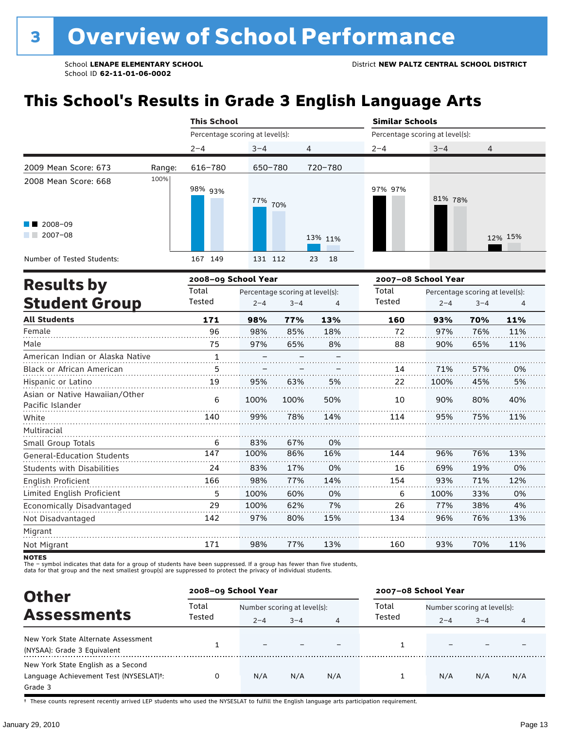# 3 Overview of School Performance

School **LENAPE ELEMENTARY SCHOOL**
School ID **62-11-01-06-0002**

District **NEW PALTZ CENTRAL SCHOOL DISTRICT**

## This School's Results in Grade 3 English Language Arts

| | | This School | | | Similar Schools | | |
|---|---|---|---|---|---|---|---|
| | | Percentage scoring at level(s): | | | Percentage scoring at level(s): | | |
| | | 2–4 | 3–4 | 4 | 2–4 | 3–4 | 4 |
| 2009 Mean Score: 673 | Range: | 616–780 | 650–780 | 720–780 | | | |
| 2008 Mean Score: 668 | | | | | | | |
| 2008–09 | | 98% | 77% | 13% | 97% | 81% | 12% |
| 2007–08 | | 93% | 70% | 11% | 97% | 78% | 15% |
| Number of Tested Students: 2008–09 | | 167 | 131 | 23 | | | |
| Number of Tested Students: 2007–08 | | 149 | 112 | 18 | | | |

## Results by Student Group

| | 2008–09 School Year | | | | 2007–08 School Year | | | |
|---|---|---|---|---|---|---|---|---|
| | Total Tested | Percentage scoring at level(s): 2–4 | 3–4 | 4 | Total Tested | Percentage scoring at level(s): 2–4 | 3–4 | 4 |
| **All Students** | **171** | **98%** | **77%** | **13%** | **160** | **93%** | **70%** | **11%** |
| Female | 96 | 98% | 85% | 18% | 72 | 97% | 76% | 11% |
| Male | 75 | 97% | 65% | 8% | 88 | 90% | 65% | 11% |
| American Indian or Alaska Native | 1 | – | – | – | | | | |
| Black or African American | 5 | – | – | – | 14 | 71% | 57% | 0% |
| Hispanic or Latino | 19 | 95% | 63% | 5% | 22 | 100% | 45% | 5% |
| Asian or Native Hawaiian/Other Pacific Islander | 6 | 100% | 100% | 50% | 10 | 90% | 80% | 40% |
| White | 140 | 99% | 78% | 14% | 114 | 95% | 75% | 11% |
| Multiracial | | | | | | | | |
| Small Group Totals | 6 | 83% | 67% | 0% | | | | |
| General-Education Students | 147 | 100% | 86% | 16% | 144 | 96% | 76% | 13% |
| Students with Disabilities | 24 | 83% | 17% | 0% | 16 | 69% | 19% | 0% |
| English Proficient | 166 | 98% | 77% | 14% | 154 | 93% | 71% | 12% |
| Limited English Proficient | 5 | 100% | 60% | 0% | 6 | 100% | 33% | 0% |
| Economically Disadvantaged | 29 | 100% | 62% | 7% | 26 | 77% | 38% | 4% |
| Not Disadvantaged | 142 | 97% | 80% | 15% | 134 | 96% | 76% | 13% |
| Migrant | | | | | | | | |
| Not Migrant | 171 | 98% | 77% | 13% | 160 | 93% | 70% | 11% |

**NOTES**
The – symbol indicates that data for a group of students have been suppressed. If a group has fewer than five students, data for that group and the next smallest group(s) are suppressed to protect the privacy of individual students.

## Other Assessments

| | 2008–09 School Year | | | | 2007–08 School Year | | | |
|---|---|---|---|---|---|---|---|---|
| | Total Tested | Number scoring at level(s): 2–4 | 3–4 | 4 | Total Tested | Number scoring at level(s): 2–4 | 3–4 | 4 |
| New York State Alternate Assessment (NYSAA): Grade 3 Equivalent | 1 | – | – | – | 1 | – | – | – |
| New York State English as a Second Language Achievement Test (NYSESLAT)†: Grade 3 | 0 | N/A | N/A | N/A | 1 | N/A | N/A | N/A |

† These counts represent recently arrived LEP students who used the NYSESLAT to fulfill the English language arts participation requirement.

January 29, 2010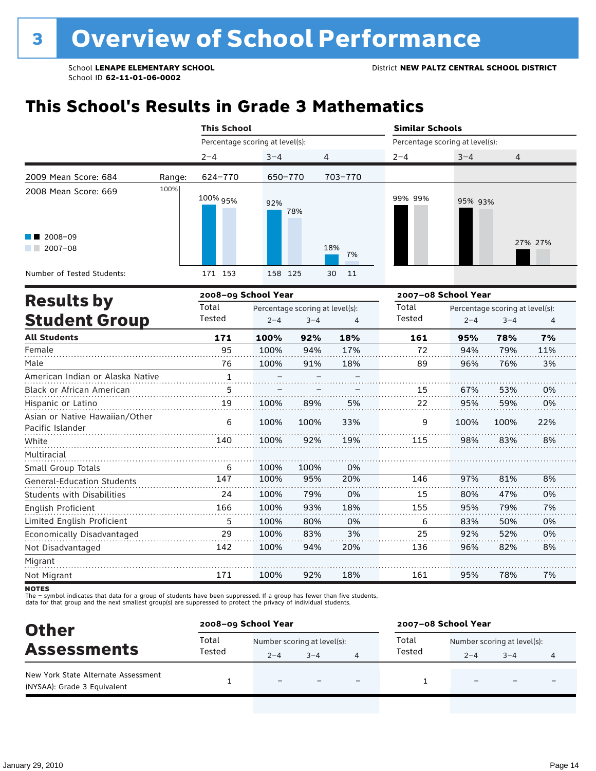# 3 Overview of School Performance

School **LENAPE ELEMENTARY SCHOOL**
School ID **62-11-01-06-0002**

District **NEW PALTZ CENTRAL SCHOOL DISTRICT**

## This School's Results in Grade 3 Mathematics

| | | This School | | | Similar Schools | | |
|---|---|---|---|---|---|---|---|
| | | Percentage scoring at level(s): | | | Percentage scoring at level(s): | | |
| | | 2–4 | 3–4 | 4 | 2–4 | 3–4 | 4 |
| 2009 Mean Score: 684 | Range: | 624–770 | 650–770 | 703–770 | | | |
| 2008 Mean Score: 669 | | | | | | | |
| 2008–09 | | 100% | 92% | 18% | 99% | 95% | 27% |
| 2007–08 | | 95% | 78% | 7% | 99% | 93% | 27% |
| Number of Tested Students: 2008–09 | | 171 | 158 | 30 | | | |
| Number of Tested Students: 2007–08 | | 153 | 125 | 11 | | | |

## Results by Student Group

| | 2008–09 School Year | | | | 2007–08 School Year | | | |
|---|---|---|---|---|---|---|---|---|
| | Total Tested | Percentage scoring at level(s): 2–4 | 3–4 | 4 | Total Tested | Percentage scoring at level(s): 2–4 | 3–4 | 4 |
| **All Students** | **171** | **100%** | **92%** | **18%** | **161** | **95%** | **78%** | **7%** |
| Female | 95 | 100% | 94% | 17% | 72 | 94% | 79% | 11% |
| Male | 76 | 100% | 91% | 18% | 89 | 96% | 76% | 3% |
| American Indian or Alaska Native | 1 | – | – | – | | | | |
| Black or African American | 5 | – | – | – | 15 | 67% | 53% | 0% |
| Hispanic or Latino | 19 | 100% | 89% | 5% | 22 | 95% | 59% | 0% |
| Asian or Native Hawaiian/Other Pacific Islander | 6 | 100% | 100% | 33% | 9 | 100% | 100% | 22% |
| White | 140 | 100% | 92% | 19% | 115 | 98% | 83% | 8% |
| Multiracial | | | | | | | | |
| Small Group Totals | 6 | 100% | 100% | 0% | | | | |
| General-Education Students | 147 | 100% | 95% | 20% | 146 | 97% | 81% | 8% |
| Students with Disabilities | 24 | 100% | 79% | 0% | 15 | 80% | 47% | 0% |
| English Proficient | 166 | 100% | 93% | 18% | 155 | 95% | 79% | 7% |
| Limited English Proficient | 5 | 100% | 80% | 0% | 6 | 83% | 50% | 0% |
| Economically Disadvantaged | 29 | 100% | 83% | 3% | 25 | 92% | 52% | 0% |
| Not Disadvantaged | 142 | 100% | 94% | 20% | 136 | 96% | 82% | 8% |
| Migrant | | | | | | | | |
| Not Migrant | 171 | 100% | 92% | 18% | 161 | 95% | 78% | 7% |

**NOTES**
The – symbol indicates that data for a group of students have been suppressed. If a group has fewer than five students, data for that group and the next smallest group(s) are suppressed to protect the privacy of individual students.

## Other Assessments

| | 2008–09 School Year | | | | 2007–08 School Year | | | |
|---|---|---|---|---|---|---|---|---|
| | Total Tested | Number scoring at level(s): 2–4 | 3–4 | 4 | Total Tested | Number scoring at level(s): 2–4 | 3–4 | 4 |
| New York State Alternate Assessment (NYSAA): Grade 3 Equivalent | 1 | – | – | – | 1 | – | – | – |

January 29, 2010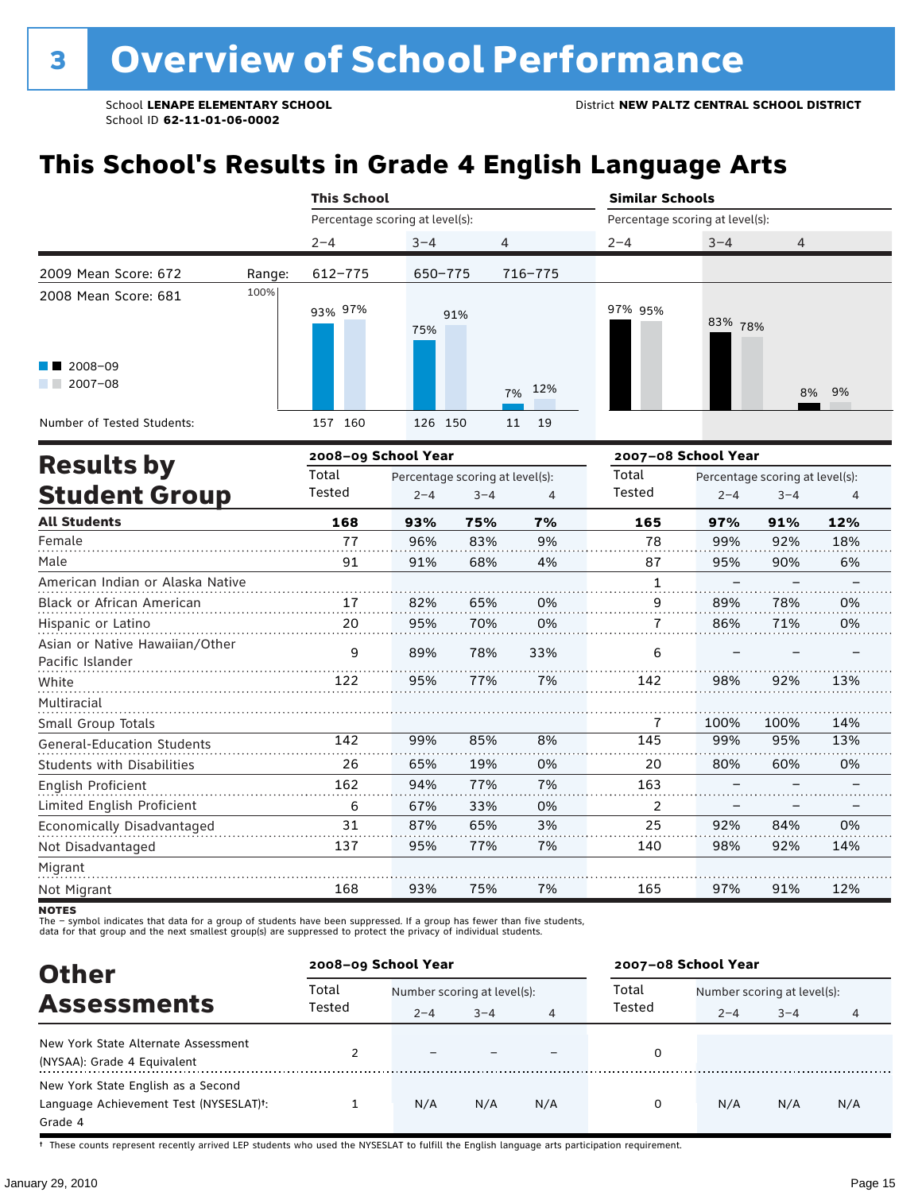# 3 Overview of School Performance

School **LENAPE ELEMENTARY SCHOOL**
School ID **62-11-01-06-0002**

District **NEW PALTZ CENTRAL SCHOOL DISTRICT**

## This School's Results in Grade 4 English Language Arts

| | | This School | | | Similar Schools | | |
|---|---|---|---|---|---|---|---|
| | | Percentage scoring at level(s): | | | Percentage scoring at level(s): | | |
| | | 2–4 | 3–4 | 4 | 2–4 | 3–4 | 4 |
| 2009 Mean Score: 672 | Range: | 612–775 | 650–775 | 716–775 | | | |
| 2008 Mean Score: 681 | | | | | | | |
| 2008–09 | | 93% | 75% | 7% | 97% | 83% | 8% |
| 2007–08 | | 97% | 91% | 12% | 95% | 78% | 9% |
| Number of Tested Students: 2008–09 | | 157 | 126 | 11 | | | |
| Number of Tested Students: 2007–08 | | 160 | 150 | 19 | | | |

## Results by Student Group

| | 2008–09 School Year | | | | 2007–08 School Year | | | |
|---|---|---|---|---|---|---|---|---|
| | Total Tested | Percentage scoring at level(s): 2–4 | 3–4 | 4 | Total Tested | Percentage scoring at level(s): 2–4 | 3–4 | 4 |
| **All Students** | **168** | **93%** | **75%** | **7%** | **165** | **97%** | **91%** | **12%** |
| Female | 77 | 96% | 83% | 9% | 78 | 99% | 92% | 18% |
| Male | 91 | 91% | 68% | 4% | 87 | 95% | 90% | 6% |
| American Indian or Alaska Native | | | | | 1 | – | – | – |
| Black or African American | 17 | 82% | 65% | 0% | 9 | 89% | 78% | 0% |
| Hispanic or Latino | 20 | 95% | 70% | 0% | 7 | 86% | 71% | 0% |
| Asian or Native Hawaiian/Other Pacific Islander | 9 | 89% | 78% | 33% | 6 | – | – | – |
| White | 122 | 95% | 77% | 7% | 142 | 98% | 92% | 13% |
| Multiracial | | | | | | | | |
| Small Group Totals | | | | | 7 | 100% | 100% | 14% |
| General-Education Students | 142 | 99% | 85% | 8% | 145 | 99% | 95% | 13% |
| Students with Disabilities | 26 | 65% | 19% | 0% | 20 | 80% | 60% | 0% |
| English Proficient | 162 | 94% | 77% | 7% | 163 | – | – | – |
| Limited English Proficient | 6 | 67% | 33% | 0% | 2 | – | – | – |
| Economically Disadvantaged | 31 | 87% | 65% | 3% | 25 | 92% | 84% | 0% |
| Not Disadvantaged | 137 | 95% | 77% | 7% | 140 | 98% | 92% | 14% |
| Migrant | | | | | | | | |
| Not Migrant | 168 | 93% | 75% | 7% | 165 | 97% | 91% | 12% |

**NOTES**
The – symbol indicates that data for a group of students have been suppressed. If a group has fewer than five students, data for that group and the next smallest group(s) are suppressed to protect the privacy of individual students.

## Other Assessments

| | 2008–09 School Year | | | | 2007–08 School Year | | | |
|---|---|---|---|---|---|---|---|---|
| | Total Tested | Number scoring at level(s): 2–4 | 3–4 | 4 | Total Tested | Number scoring at level(s): 2–4 | 3–4 | 4 |
| New York State Alternate Assessment (NYSAA): Grade 4 Equivalent | 2 | – | – | – | 0 | | | |
| New York State English as a Second Language Achievement Test (NYSESLAT)†: Grade 4 | 1 | N/A | N/A | N/A | 0 | N/A | N/A | N/A |

† These counts represent recently arrived LEP students who used the NYSESLAT to fulfill the English language arts participation requirement.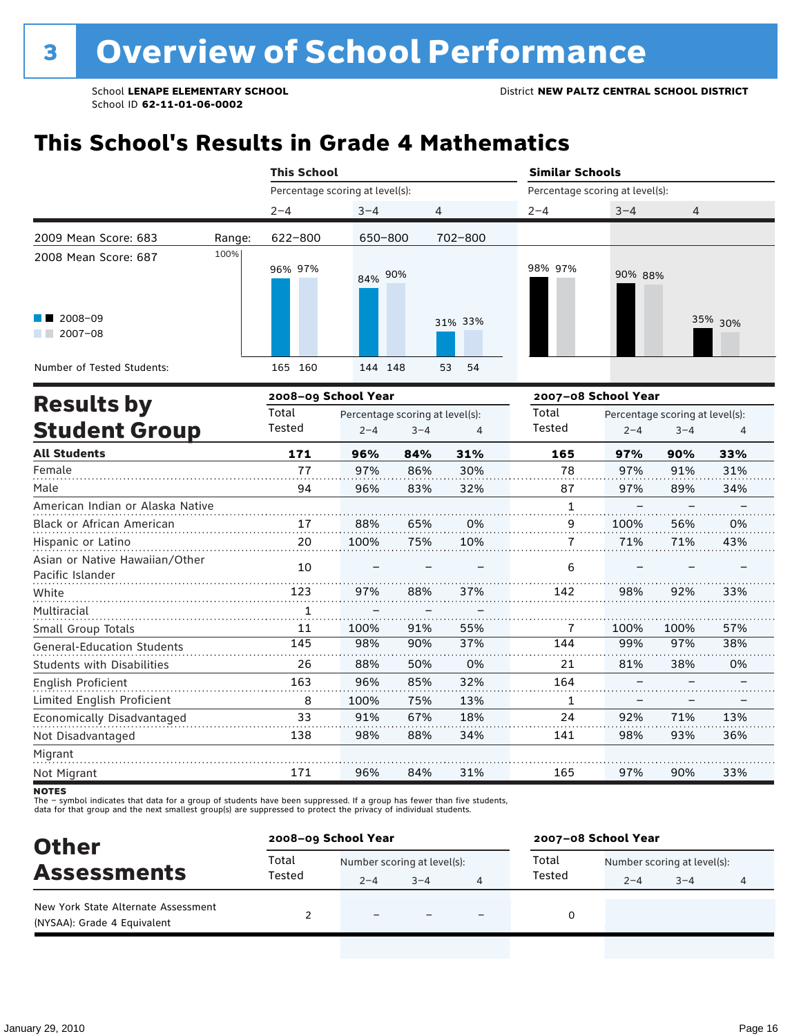# 3 Overview of School Performance

School **LENAPE ELEMENTARY SCHOOL**
School ID **62-11-01-06-0002**

District **NEW PALTZ CENTRAL SCHOOL DISTRICT**

## This School's Results in Grade 4 Mathematics

| | | This School | | | Similar Schools | | |
|---|---|---|---|---|---|---|---|
| | | Percentage scoring at level(s): | | | Percentage scoring at level(s): | | |
| | | 2–4 | 3–4 | 4 | 2–4 | 3–4 | 4 |
| 2009 Mean Score: 683 | Range: | 622–800 | 650–800 | 702–800 | | | |
| 2008 Mean Score: 687 | | | | | | | |
| 2008–09 | | 96% | 84% | 31% | 98% | 90% | 35% |
| 2007–08 | | 97% | 90% | 33% | 97% | 88% | 30% |
| Number of Tested Students: 2008–09 | | 165 | 144 | 53 | | | |
| Number of Tested Students: 2007–08 | | 160 | 148 | 54 | | | |

## Results by Student Group

| | 2008–09 School Year | | | | 2007–08 School Year | | | |
|---|---|---|---|---|---|---|---|---|
| | Total Tested | Percentage scoring at level(s): 2–4 | 3–4 | 4 | Total Tested | Percentage scoring at level(s): 2–4 | 3–4 | 4 |
| **All Students** | **171** | **96%** | **84%** | **31%** | **165** | **97%** | **90%** | **33%** |
| Female | 77 | 97% | 86% | 30% | 78 | 97% | 91% | 31% |
| Male | 94 | 96% | 83% | 32% | 87 | 97% | 89% | 34% |
| American Indian or Alaska Native | | | | | 1 | – | – | – |
| Black or African American | 17 | 88% | 65% | 0% | 9 | 100% | 56% | 0% |
| Hispanic or Latino | 20 | 100% | 75% | 10% | 7 | 71% | 71% | 43% |
| Asian or Native Hawaiian/Other Pacific Islander | 10 | – | – | – | 6 | – | – | – |
| White | 123 | 97% | 88% | 37% | 142 | 98% | 92% | 33% |
| Multiracial | 1 | – | – | – | | | | |
| Small Group Totals | 11 | 100% | 91% | 55% | 7 | 100% | 100% | 57% |
| General-Education Students | 145 | 98% | 90% | 37% | 144 | 99% | 97% | 38% |
| Students with Disabilities | 26 | 88% | 50% | 0% | 21 | 81% | 38% | 0% |
| English Proficient | 163 | 96% | 85% | 32% | 164 | – | – | – |
| Limited English Proficient | 8 | 100% | 75% | 13% | 1 | – | – | – |
| Economically Disadvantaged | 33 | 91% | 67% | 18% | 24 | 92% | 71% | 13% |
| Not Disadvantaged | 138 | 98% | 88% | 34% | 141 | 98% | 93% | 36% |
| Migrant | | | | | | | | |
| Not Migrant | 171 | 96% | 84% | 31% | 165 | 97% | 90% | 33% |

**NOTES**
The – symbol indicates that data for a group of students have been suppressed. If a group has fewer than five students, data for that group and the next smallest group(s) are suppressed to protect the privacy of individual students.

## Other Assessments

| | 2008–09 School Year | | | | 2007–08 School Year | | | |
|---|---|---|---|---|---|---|---|---|
| | Total Tested | Number scoring at level(s): 2–4 | 3–4 | 4 | Total Tested | Number scoring at level(s): 2–4 | 3–4 | 4 |
| New York State Alternate Assessment (NYSAA): Grade 4 Equivalent | 2 | – | – | – | 0 | | | |

January 29, 2010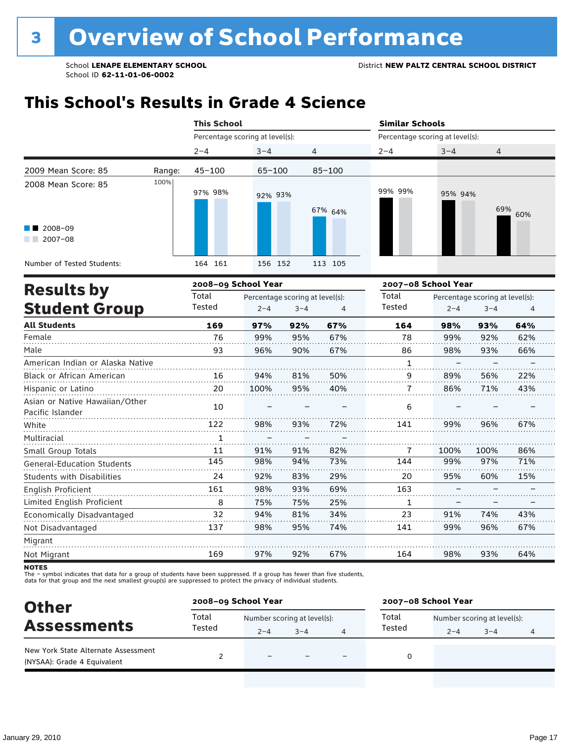# 3 Overview of School Performance

School **LENAPE ELEMENTARY SCHOOL**
School ID **62-11-01-06-0002**

District **NEW PALTZ CENTRAL SCHOOL DISTRICT**

## This School's Results in Grade 4 Science

| | This School | | | Similar Schools | | |
|---|---|---|---|---|---|---|
| | Percentage scoring at level(s): | | | Percentage scoring at level(s): | | |
| | 2–4 | 3–4 | 4 | 2–4 | 3–4 | 4 |
| 2009 Mean Score: 85 — Range: | 45–100 | 65–100 | 85–100 | | | |
| 2008 Mean Score: 85 | | | | | | |
| 2008–09 | 97% | 92% | 67% | 99% | 95% | 69% |
| 2007–08 | 98% | 93% | 64% | 99% | 94% | 60% |
| Number of Tested Students (2008–09) | 164 | 156 | 113 | | | |
| Number of Tested Students (2007–08) | 161 | 152 | 105 | | | |

## Results by Student Group

| | 2008–09 School Year | | | | 2007–08 School Year | | | |
|---|---|---|---|---|---|---|---|---|
| | Total Tested | Percentage scoring at level(s): | | | Total Tested | Percentage scoring at level(s): | | |
| | | 2–4 | 3–4 | 4 | | 2–4 | 3–4 | 4 |
| **All Students** | **169** | **97%** | **92%** | **67%** | **164** | **98%** | **93%** | **64%** |
| Female | 76 | 99% | 95% | 67% | 78 | 99% | 92% | 62% |
| Male | 93 | 96% | 90% | 67% | 86 | 98% | 93% | 66% |
| American Indian or Alaska Native | | | | | 1 | – | – | – |
| Black or African American | 16 | 94% | 81% | 50% | 9 | 89% | 56% | 22% |
| Hispanic or Latino | 20 | 100% | 95% | 40% | 7 | 86% | 71% | 43% |
| Asian or Native Hawaiian/Other Pacific Islander | 10 | – | – | – | 6 | – | – | – |
| White | 122 | 98% | 93% | 72% | 141 | 99% | 96% | 67% |
| Multiracial | 1 | – | – | – | | | | |
| Small Group Totals | 11 | 91% | 91% | 82% | 7 | 100% | 100% | 86% |
| General-Education Students | 145 | 98% | 94% | 73% | 144 | 99% | 97% | 71% |
| Students with Disabilities | 24 | 92% | 83% | 29% | 20 | 95% | 60% | 15% |
| English Proficient | 161 | 98% | 93% | 69% | 163 | – | – | – |
| Limited English Proficient | 8 | 75% | 75% | 25% | 1 | – | – | – |
| Economically Disadvantaged | 32 | 94% | 81% | 34% | 23 | 91% | 74% | 43% |
| Not Disadvantaged | 137 | 98% | 95% | 74% | 141 | 99% | 96% | 67% |
| Migrant | | | | | | | | |
| Not Migrant | 169 | 97% | 92% | 67% | 164 | 98% | 93% | 64% |

**NOTES**
The – symbol indicates that data for a group of students have been suppressed. If a group has fewer than five students, data for that group and the next smallest group(s) are suppressed to protect the privacy of individual students.

## Other Assessments

| | 2008–09 School Year | | | | 2007–08 School Year | | | |
|---|---|---|---|---|---|---|---|---|
| | Total Tested | Number scoring at level(s): | | | Total Tested | Number scoring at level(s): | | |
| | | 2–4 | 3–4 | 4 | | 2–4 | 3–4 | 4 |
| New York State Alternate Assessment (NYSAA): Grade 4 Equivalent | 2 | – | – | – | 0 | | | |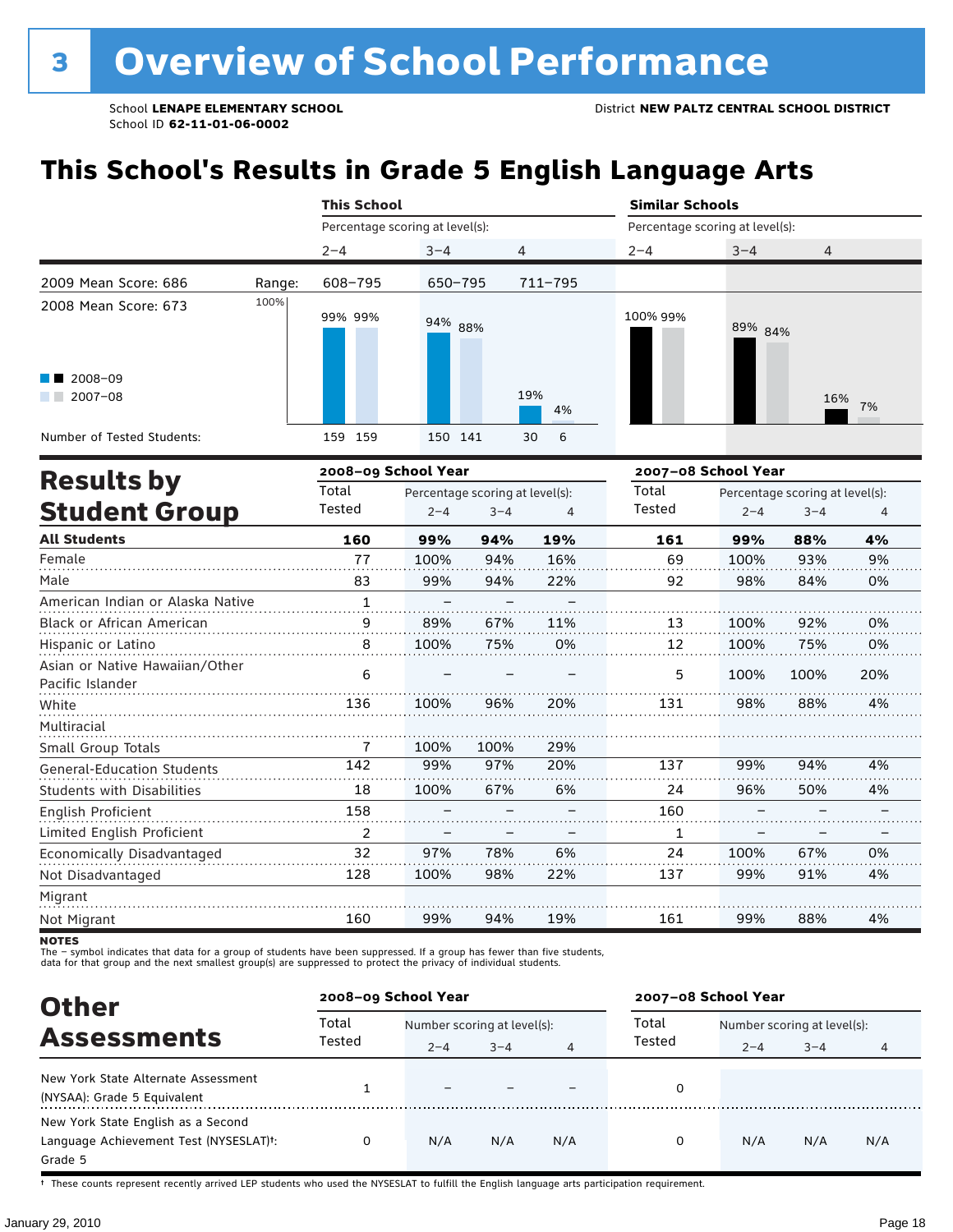# 3 Overview of School Performance

School **LENAPE ELEMENTARY SCHOOL**
School ID **62-11-01-06-0002**

District **NEW PALTZ CENTRAL SCHOOL DISTRICT**

## This School's Results in Grade 5 English Language Arts

| | This School | | | Similar Schools | | |
|---|---|---|---|---|---|---|
| | Percentage scoring at level(s): | | | Percentage scoring at level(s): | | |
| | 2–4 | 3–4 | 4 | 2–4 | 3–4 | 4 |
| 2009 Mean Score: 686 — Range: | 608–795 | 650–795 | 711–795 | | | |
| 2008 Mean Score: 673 | | | | | | |
| 2008–09 | 99% | 94% | 19% | 100% | 89% | 16% |
| 2007–08 | 99% | 88% | 4% | 99% | 84% | 7% |
| Number of Tested Students (2008–09) | 159 | 150 | 30 | | | |
| Number of Tested Students (2007–08) | 159 | 141 | 6 | | | |

## Results by Student Group

| | 2008–09 School Year | | | | 2007–08 School Year | | | |
|---|---|---|---|---|---|---|---|---|
| | Total Tested | Percentage scoring at level(s): 2–4 | 3–4 | 4 | Total Tested | Percentage scoring at level(s): 2–4 | 3–4 | 4 |
| **All Students** | **160** | **99%** | **94%** | **19%** | **161** | **99%** | **88%** | **4%** |
| Female | 77 | 100% | 94% | 16% | 69 | 100% | 93% | 9% |
| Male | 83 | 99% | 94% | 22% | 92 | 98% | 84% | 0% |
| American Indian or Alaska Native | 1 | – | – | – | | | | |
| Black or African American | 9 | 89% | 67% | 11% | 13 | 100% | 92% | 0% |
| Hispanic or Latino | 8 | 100% | 75% | 0% | 12 | 100% | 75% | 0% |
| Asian or Native Hawaiian/Other Pacific Islander | 6 | – | – | – | 5 | 100% | 100% | 20% |
| White | 136 | 100% | 96% | 20% | 131 | 98% | 88% | 4% |
| Multiracial | | | | | | | | |
| Small Group Totals | 7 | 100% | 100% | 29% | | | | |
| General-Education Students | 142 | 99% | 97% | 20% | 137 | 99% | 94% | 4% |
| Students with Disabilities | 18 | 100% | 67% | 6% | 24 | 96% | 50% | 4% |
| English Proficient | 158 | – | – | – | 160 | – | – | – |
| Limited English Proficient | 2 | – | – | – | 1 | – | – | – |
| Economically Disadvantaged | 32 | 97% | 78% | 6% | 24 | 100% | 67% | 0% |
| Not Disadvantaged | 128 | 100% | 98% | 22% | 137 | 99% | 91% | 4% |
| Migrant | | | | | | | | |
| Not Migrant | 160 | 99% | 94% | 19% | 161 | 99% | 88% | 4% |

**NOTES**
The – symbol indicates that data for a group of students have been suppressed. If a group has fewer than five students, data for that group and the next smallest group(s) are suppressed to protect the privacy of individual students.

## Other Assessments

| | 2008–09 School Year | | | | 2007–08 School Year | | | |
|---|---|---|---|---|---|---|---|---|
| | Total Tested | Number scoring at level(s): 2–4 | 3–4 | 4 | Total Tested | Number scoring at level(s): 2–4 | 3–4 | 4 |
| New York State Alternate Assessment (NYSAA): Grade 5 Equivalent | 1 | – | – | – | 0 | | | |
| New York State English as a Second Language Achievement Test (NYSESLAT)†: Grade 5 | 0 | N/A | N/A | N/A | 0 | N/A | N/A | N/A |

† These counts represent recently arrived LEP students who used the NYSESLAT to fulfill the English language arts participation requirement.

January 29, 2010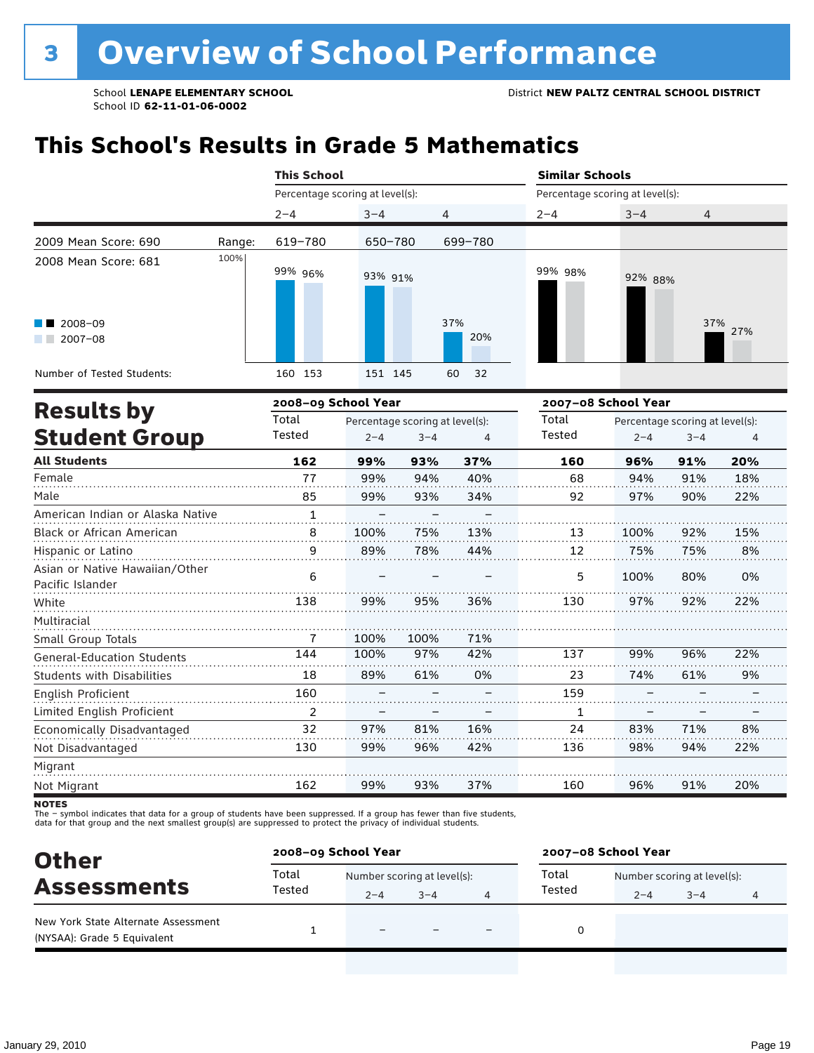# 3 Overview of School Performance

School **LENAPE ELEMENTARY SCHOOL**
School ID **62-11-01-06-0002**

District **NEW PALTZ CENTRAL SCHOOL DISTRICT**

## This School's Results in Grade 5 Mathematics

| | | This School | | | Similar Schools | | |
|---|---|---|---|---|---|---|---|
| | | Percentage scoring at level(s): | | | Percentage scoring at level(s): | | |
| | | 2–4 | 3–4 | 4 | 2–4 | 3–4 | 4 |
| 2009 Mean Score: 690 | Range: | 619–780 | 650–780 | 699–780 | | | |
| 2008 Mean Score: 681 | | | | | | | |
| 2008–09 | | 99% | 93% | 37% | 99% | 92% | 37% |
| 2007–08 | | 96% | 91% | 20% | 98% | 88% | 27% |
| Number of Tested Students: 2008–09 | | 160 | 151 | 60 | | | |
| Number of Tested Students: 2007–08 | | 153 | 145 | 32 | | | |

## Results by Student Group

| | 2008–09 School Year | | | | 2007–08 School Year | | | |
|---|---|---|---|---|---|---|---|---|
| | Total Tested | Percentage scoring at level(s): 2–4 | 3–4 | 4 | Total Tested | Percentage scoring at level(s): 2–4 | 3–4 | 4 |
| **All Students** | **162** | **99%** | **93%** | **37%** | **160** | **96%** | **91%** | **20%** |
| Female | 77 | 99% | 94% | 40% | 68 | 94% | 91% | 18% |
| Male | 85 | 99% | 93% | 34% | 92 | 97% | 90% | 22% |
| American Indian or Alaska Native | 1 | – | – | – | | | | |
| Black or African American | 8 | 100% | 75% | 13% | 13 | 100% | 92% | 15% |
| Hispanic or Latino | 9 | 89% | 78% | 44% | 12 | 75% | 75% | 8% |
| Asian or Native Hawaiian/Other Pacific Islander | 6 | – | – | – | 5 | 100% | 80% | 0% |
| White | 138 | 99% | 95% | 36% | 130 | 97% | 92% | 22% |
| Multiracial | | | | | | | | |
| Small Group Totals | 7 | 100% | 100% | 71% | | | | |
| General-Education Students | 144 | 100% | 97% | 42% | 137 | 99% | 96% | 22% |
| Students with Disabilities | 18 | 89% | 61% | 0% | 23 | 74% | 61% | 9% |
| English Proficient | 160 | – | – | – | 159 | – | – | – |
| Limited English Proficient | 2 | – | – | – | 1 | – | – | – |
| Economically Disadvantaged | 32 | 97% | 81% | 16% | 24 | 83% | 71% | 8% |
| Not Disadvantaged | 130 | 99% | 96% | 42% | 136 | 98% | 94% | 22% |
| Migrant | | | | | | | | |
| Not Migrant | 162 | 99% | 93% | 37% | 160 | 96% | 91% | 20% |

**NOTES**
The – symbol indicates that data for a group of students have been suppressed. If a group has fewer than five students, data for that group and the next smallest group(s) are suppressed to protect the privacy of individual students.

## Other Assessments

| | 2008–09 School Year | | | | 2007–08 School Year | | | |
|---|---|---|---|---|---|---|---|---|
| | Total Tested | Number scoring at level(s): 2–4 | 3–4 | 4 | Total Tested | Number scoring at level(s): 2–4 | 3–4 | 4 |
| New York State Alternate Assessment (NYSAA): Grade 5 Equivalent | 1 | – | – | – | 0 | | | |

January 29, 2010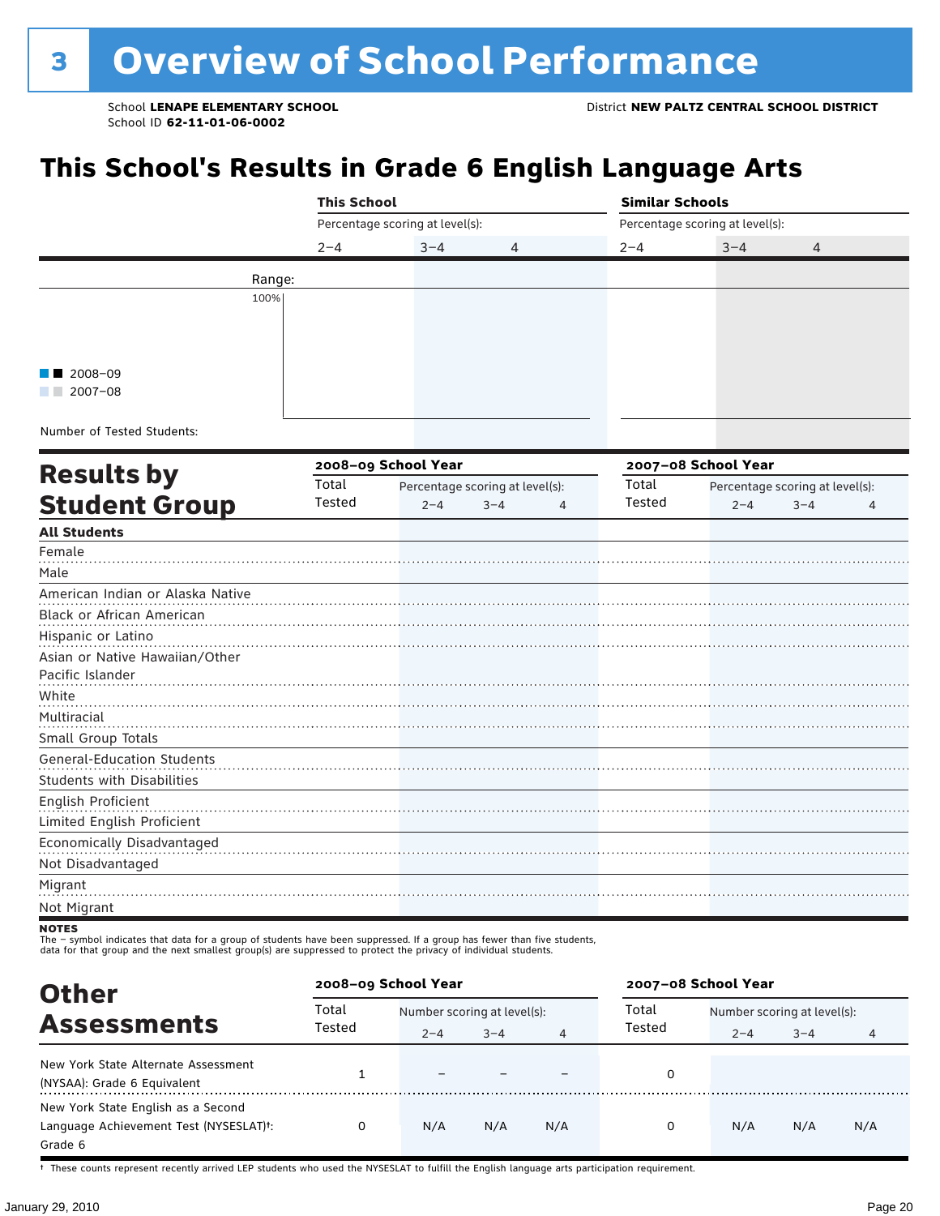# 3 Overview of School Performance

School **LENAPE ELEMENTARY SCHOOL**
School ID **62-11-01-06-0002**

District **NEW PALTZ CENTRAL SCHOOL DISTRICT**

## This School's Results in Grade 6 English Language Arts

| | This School | | | Similar Schools | | |
|---|---|---|---|---|---|---|
| | Percentage scoring at level(s): | | | Percentage scoring at level(s): | | |
| | 2–4 | 3–4 | 4 | 2–4 | 3–4 | 4 |
| Range: | | | | | | |
| Number of Tested Students: | | | | | | |

Legend: 2008–09, 2007–08

100%

## Results by Student Group

| | 2008–09 School Year | | | | 2007–08 School Year | | | |
|---|---|---|---|---|---|---|---|---|
| | Total Tested | Percentage scoring at level(s): | | | Total Tested | Percentage scoring at level(s): | | |
| | | 2–4 | 3–4 | 4 | | 2–4 | 3–4 | 4 |
| **All Students** | | | | | | | | |
| Female | | | | | | | | |
| Male | | | | | | | | |
| American Indian or Alaska Native | | | | | | | | |
| Black or African American | | | | | | | | |
| Hispanic or Latino | | | | | | | | |
| Asian or Native Hawaiian/Other Pacific Islander | | | | | | | | |
| White | | | | | | | | |
| Multiracial | | | | | | | | |
| Small Group Totals | | | | | | | | |
| General-Education Students | | | | | | | | |
| Students with Disabilities | | | | | | | | |
| English Proficient | | | | | | | | |
| Limited English Proficient | | | | | | | | |
| Economically Disadvantaged | | | | | | | | |
| Not Disadvantaged | | | | | | | | |
| Migrant | | | | | | | | |
| Not Migrant | | | | | | | | |

**NOTES**
The – symbol indicates that data for a group of students have been suppressed. If a group has fewer than five students, data for that group and the next smallest group(s) are suppressed to protect the privacy of individual students.

## Other Assessments

| | 2008–09 School Year | | | | 2007–08 School Year | | | |
|---|---|---|---|---|---|---|---|---|
| | Total Tested | Number scoring at level(s): | | | Total Tested | Number scoring at level(s): | | |
| | | 2–4 | 3–4 | 4 | | 2–4 | 3–4 | 4 |
| New York State Alternate Assessment (NYSAA): Grade 6 Equivalent | 1 | – | – | – | 0 | | | |
| New York State English as a Second Language Achievement Test (NYSESLAT)†: Grade 6 | 0 | N/A | N/A | N/A | 0 | N/A | N/A | N/A |

† These counts represent recently arrived LEP students who used the NYSESLAT to fulfill the English language arts participation requirement.

January 29, 2010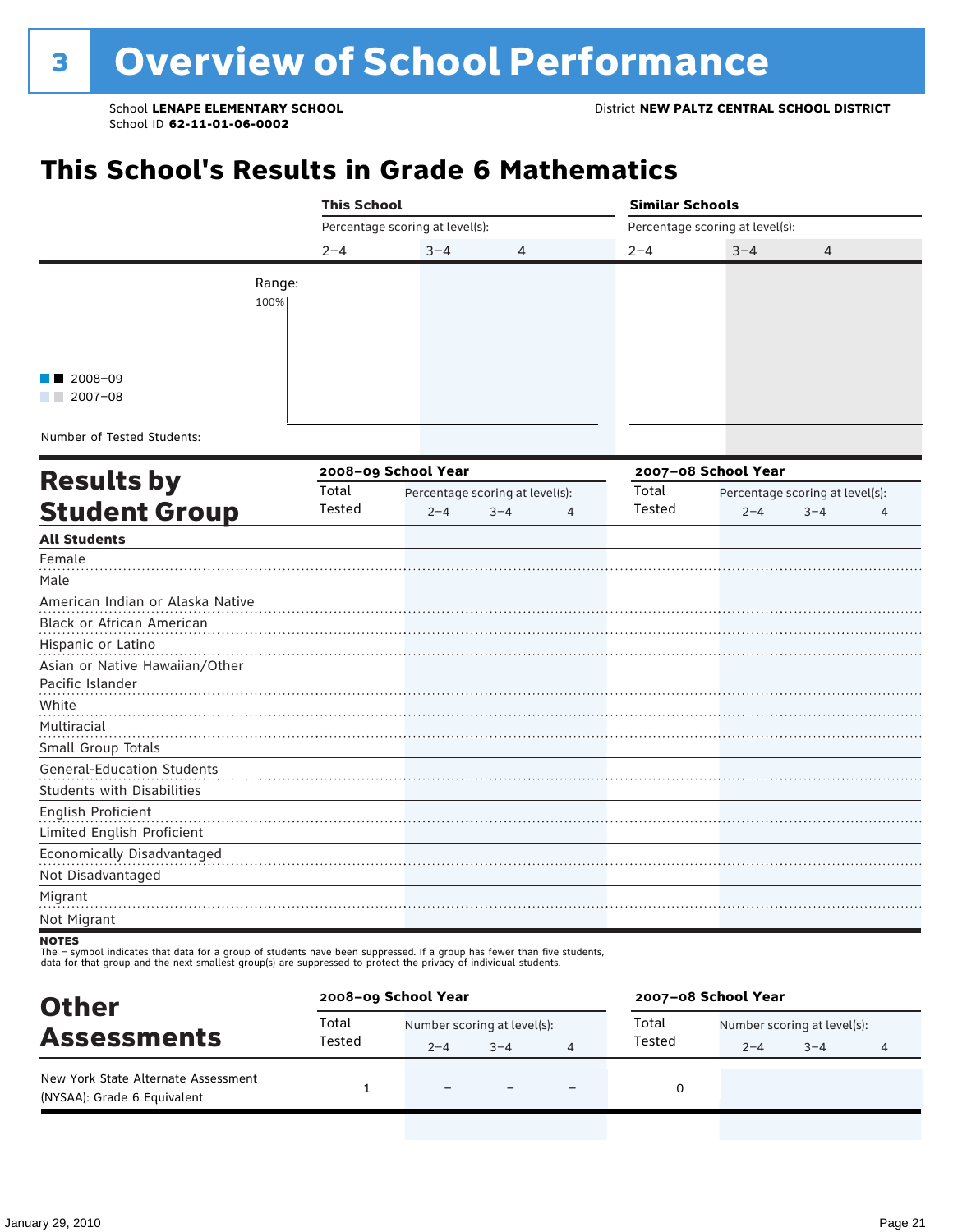# 3 Overview of School Performance

School **LENAPE ELEMENTARY SCHOOL**
School ID **62-11-01-06-0002**

District **NEW PALTZ CENTRAL SCHOOL DISTRICT**

## This School's Results in Grade 6 Mathematics

**This School** — Percentage scoring at level(s): 2–4, 3–4, 4

**Similar Schools** — Percentage scoring at level(s): 2–4, 3–4, 4

Range:

100%

2008–09

2007–08

Number of Tested Students:

## Results by Student Group

| | 2008–09 School Year | | | | 2007–08 School Year | | | |
|---|---|---|---|---|---|---|---|---|
| | Total Tested | Percentage scoring at level(s): 2–4 | 3–4 | 4 | Total Tested | Percentage scoring at level(s): 2–4 | 3–4 | 4 |
| **All Students** | | | | | | | | |
| Female | | | | | | | | |
| Male | | | | | | | | |
| American Indian or Alaska Native | | | | | | | | |
| Black or African American | | | | | | | | |
| Hispanic or Latino | | | | | | | | |
| Asian or Native Hawaiian/Other Pacific Islander | | | | | | | | |
| White | | | | | | | | |
| Multiracial | | | | | | | | |
| Small Group Totals | | | | | | | | |
| General-Education Students | | | | | | | | |
| Students with Disabilities | | | | | | | | |
| English Proficient | | | | | | | | |
| Limited English Proficient | | | | | | | | |
| Economically Disadvantaged | | | | | | | | |
| Not Disadvantaged | | | | | | | | |
| Migrant | | | | | | | | |
| Not Migrant | | | | | | | | |

**NOTES**
The – symbol indicates that data for a group of students have been suppressed. If a group has fewer than five students, data for that group and the next smallest group(s) are suppressed to protect the privacy of individual students.

## Other Assessments

| | 2008–09 School Year | | | | 2007–08 School Year | | | |
|---|---|---|---|---|---|---|---|---|
| | Total Tested | Number scoring at level(s): 2–4 | 3–4 | 4 | Total Tested | Number scoring at level(s): 2–4 | 3–4 | 4 |
| New York State Alternate Assessment (NYSAA): Grade 6 Equivalent | 1 | – | – | – | 0 | | | |

January 29, 2010